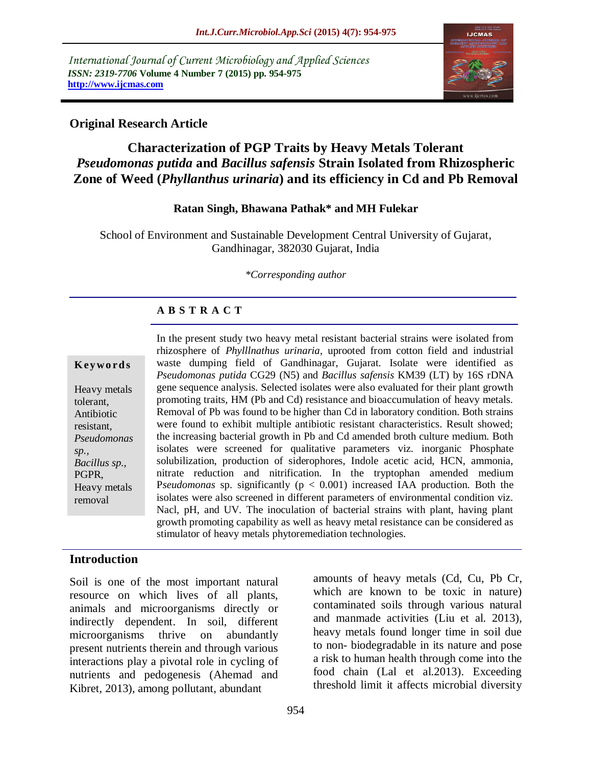International Journal of Current Microbiology and Applied Sciences
*ISSN: 2319-7706* **Volume 4 Number 7 (2015) pp. 954-975**
**http://www.ijcmas.com**

**Original Research Article**

# Characterization of PGP Traits by Heavy Metals Tolerant *Pseudomonas putida* and *Bacillus safensis* Strain Isolated from Rhizospheric Zone of Weed (*Phyllanthus urinaria*) and its efficiency in Cd and Pb Removal

**Ratan Singh, Bhawana Pathak\* and MH Fulekar**

School of Environment and Sustainable Development Central University of Gujarat, Gandhinagar, 382030 Gujarat, India

*\*Corresponding author*

## A B S T R A C T

**Keywords**

Heavy metals tolerant, Antibiotic resistant, *Pseudomonas sp.*, *Bacillus sp.*, PGPR, Heavy metals removal

In the present study two heavy metal resistant bacterial strains were isolated from rhizosphere of *Phylllnathus urinaria*, uprooted from cotton field and industrial waste dumping field of Gandhinagar, Gujarat. Isolate were identified as *Pseudomonas putida* CG29 (N5) and *Bacillus safensis* KM39 (LT) by 16S rDNA gene sequence analysis. Selected isolates were also evaluated for their plant growth promoting traits, HM (Pb and Cd) resistance and bioaccumulation of heavy metals. Removal of Pb was found to be higher than Cd in laboratory condition. Both strains were found to exhibit multiple antibiotic resistant characteristics. Result showed; the increasing bacterial growth in Pb and Cd amended broth culture medium. Both isolates were screened for qualitative parameters viz. inorganic Phosphate solubilization, production of siderophores, Indole acetic acid, HCN, ammonia, nitrate reduction and nitrification. In the tryptophan amended medium P*seudomonas* sp. significantly ($p < 0.001$) increased IAA production. Both the isolates were also screened in different parameters of environmental condition viz. Nacl, pH, and UV. The inoculation of bacterial strains with plant, having plant growth promoting capability as well as heavy metal resistance can be considered as stimulator of heavy metals phytoremediation technologies.

## Introduction

Soil is one of the most important natural resource on which lives of all plants, animals and microorganisms directly or indirectly dependent. In soil, different microorganisms thrive on abundantly present nutrients therein and through various interactions play a pivotal role in cycling of nutrients and pedogenesis (Ahemad and Kibret, 2013), among pollutant, abundant amounts of heavy metals (Cd, Cu, Pb Cr, which are known to be toxic in nature) contaminated soils through various natural and manmade activities (Liu et al. 2013), heavy metals found longer time in soil due to non- biodegradable in its nature and pose a risk to human health through come into the food chain (Lal et al.2013). Exceeding threshold limit it affects microbial diversity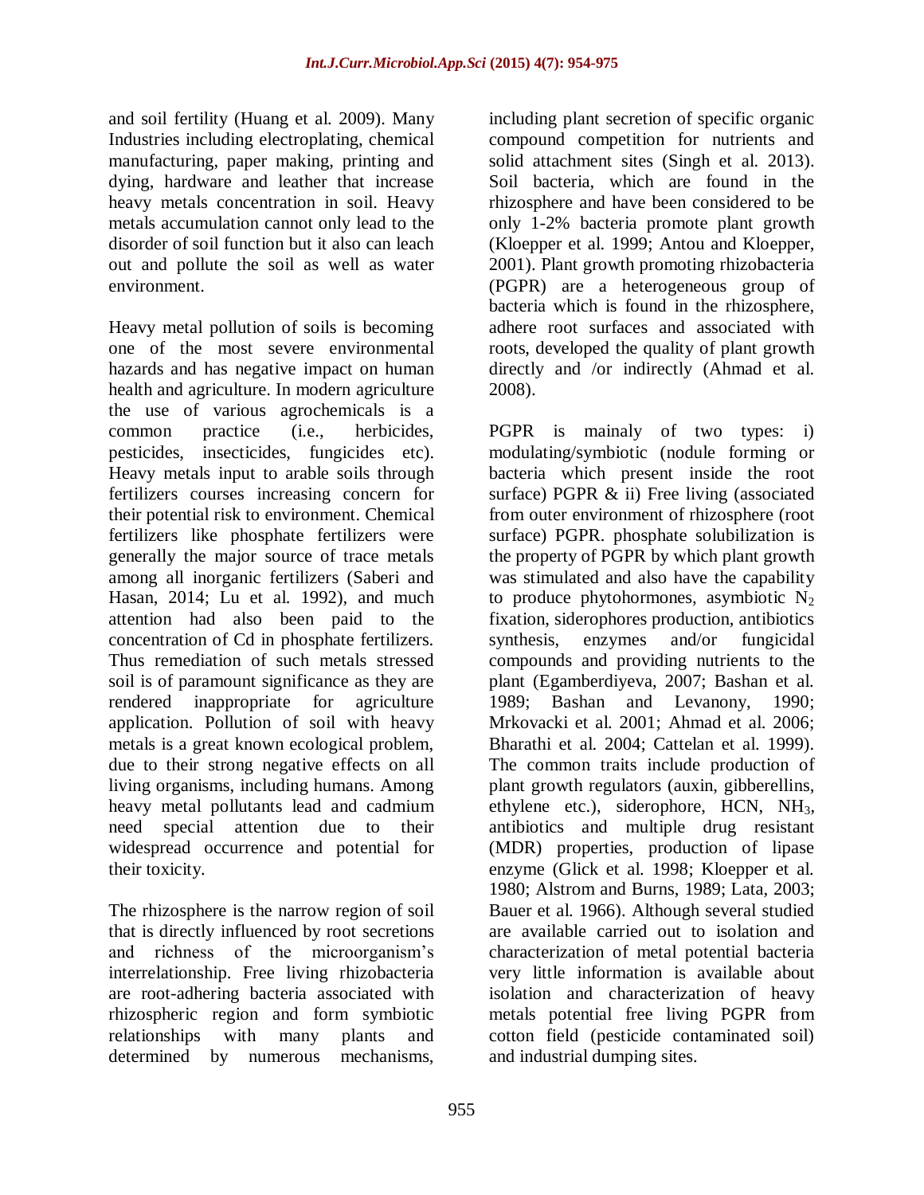and soil fertility (Huang et al. 2009). Many Industries including electroplating, chemical manufacturing, paper making, printing and dying, hardware and leather that increase heavy metals concentration in soil. Heavy metals accumulation cannot only lead to the disorder of soil function but it also can leach out and pollute the soil as well as water environment.

Heavy metal pollution of soils is becoming one of the most severe environmental hazards and has negative impact on human health and agriculture. In modern agriculture the use of various agrochemicals is a common practice (i.e., herbicides, pesticides, insecticides, fungicides etc). Heavy metals input to arable soils through fertilizers courses increasing concern for their potential risk to environment. Chemical fertilizers like phosphate fertilizers were generally the major source of trace metals among all inorganic fertilizers (Saberi and Hasan, 2014; Lu et al. 1992), and much attention had also been paid to the concentration of Cd in phosphate fertilizers. Thus remediation of such metals stressed soil is of paramount significance as they are rendered inappropriate for agriculture application. Pollution of soil with heavy metals is a great known ecological problem, due to their strong negative effects on all living organisms, including humans. Among heavy metal pollutants lead and cadmium need special attention due to their widespread occurrence and potential for their toxicity.

The rhizosphere is the narrow region of soil that is directly influenced by root secretions and richness of the microorganism's interrelationship. Free living rhizobacteria are root-adhering bacteria associated with rhizospheric region and form symbiotic relationships with many plants and determined by numerous mechanisms, including plant secretion of specific organic compound competition for nutrients and solid attachment sites (Singh et al. 2013). Soil bacteria, which are found in the rhizosphere and have been considered to be only 1-2% bacteria promote plant growth (Kloepper et al. 1999; Antou and Kloepper, 2001). Plant growth promoting rhizobacteria (PGPR) are a heterogeneous group of bacteria which is found in the rhizosphere, adhere root surfaces and associated with roots, developed the quality of plant growth directly and /or indirectly (Ahmad et al. 2008).

PGPR is mainaly of two types: i) modulating/symbiotic (nodule forming or bacteria which present inside the root surface) PGPR & ii) Free living (associated from outer environment of rhizosphere (root surface) PGPR. phosphate solubilization is the property of PGPR by which plant growth was stimulated and also have the capability to produce phytohormones, asymbiotic $N_2$ fixation, siderophores production, antibiotics synthesis, enzymes and/or fungicidal compounds and providing nutrients to the plant (Egamberdiyeva, 2007; Bashan et al. 1989; Bashan and Levanony, 1990; Mrkovacki et al. 2001; Ahmad et al. 2006; Bharathi et al. 2004; Cattelan et al. 1999). The common traits include production of plant growth regulators (auxin, gibberellins, ethylene etc.), siderophore, HCN, $NH_3$, antibiotics and multiple drug resistant (MDR) properties, production of lipase enzyme (Glick et al. 1998; Kloepper et al. 1980; Alstrom and Burns, 1989; Lata, 2003; Bauer et al. 1966). Although several studied are available carried out to isolation and characterization of metal potential bacteria very little information is available about isolation and characterization of heavy metals potential free living PGPR from cotton field (pesticide contaminated soil) and industrial dumping sites.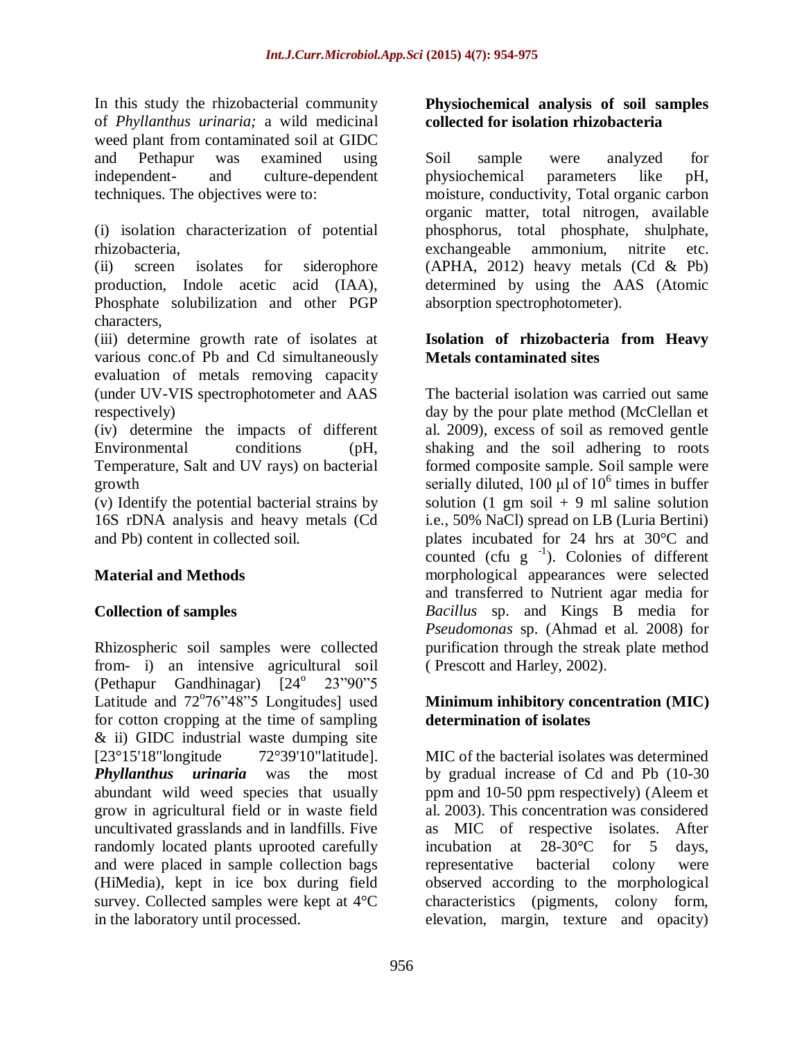In this study the rhizobacterial community of *Phyllanthus urinaria;* a wild medicinal weed plant from contaminated soil at GIDC and Pethapur was examined using independent- and culture-dependent techniques. The objectives were to:

(i) isolation characterization of potential rhizobacteria,
(ii) screen isolates for siderophore production, Indole acetic acid (IAA), Phosphate solubilization and other PGP characters,
(iii) determine growth rate of isolates at various conc.of Pb and Cd simultaneously evaluation of metals removing capacity (under UV-VIS spectrophotometer and AAS respectively)
(iv) determine the impacts of different Environmental conditions (pH, Temperature, Salt and UV rays) on bacterial growth
(v) Identify the potential bacterial strains by 16S rDNA analysis and heavy metals (Cd and Pb) content in collected soil.

## Material and Methods

### Collection of samples

Rhizospheric soil samples were collected from- i) an intensive agricultural soil (Pethapur Gandhinagar) [24$^o$ 23"90"5 Latitude and 72$^o$76"48"5 Longitudes] used for cotton cropping at the time of sampling & ii) GIDC industrial waste dumping site [23°15'18"longitude 72°39'10"latitude]. ***Phyllanthus urinaria*** was the most abundant wild weed species that usually grow in agricultural field or in waste field uncultivated grasslands and in landfills. Five randomly located plants uprooted carefully and were placed in sample collection bags (HiMedia), kept in ice box during field survey. Collected samples were kept at 4°C in the laboratory until processed.

### Physiochemical analysis of soil samples collected for isolation rhizobacteria

Soil sample were analyzed for physiochemical parameters like pH, moisture, conductivity, Total organic carbon organic matter, total nitrogen, available phosphorus, total phosphate, shulphate, exchangeable ammonium, nitrite etc. (APHA, 2012) heavy metals (Cd & Pb) determined by using the AAS (Atomic absorption spectrophotometer).

### Isolation of rhizobacteria from Heavy Metals contaminated sites

The bacterial isolation was carried out same day by the pour plate method (McClellan et al. 2009), excess of soil as removed gentle shaking and the soil adhering to roots formed composite sample. Soil sample were serially diluted, 100 µl of $10^6$ times in buffer solution (1 gm soil + 9 ml saline solution i.e., 50% NaCl) spread on LB (Luria Bertini) plates incubated for 24 hrs at 30°C and counted (cfu g $^{-1}$). Colonies of different morphological appearances were selected and transferred to Nutrient agar media for *Bacillus* sp. and Kings B media for *Pseudomonas* sp. (Ahmad et al. 2008) for purification through the streak plate method ( Prescott and Harley, 2002).

### Minimum inhibitory concentration (MIC) determination of isolates

MIC of the bacterial isolates was determined by gradual increase of Cd and Pb (10-30 ppm and 10-50 ppm respectively) (Aleem et al. 2003). This concentration was considered as MIC of respective isolates. After incubation at 28-30°C for 5 days, representative bacterial colony were observed according to the morphological characteristics (pigments, colony form, elevation, margin, texture and opacity)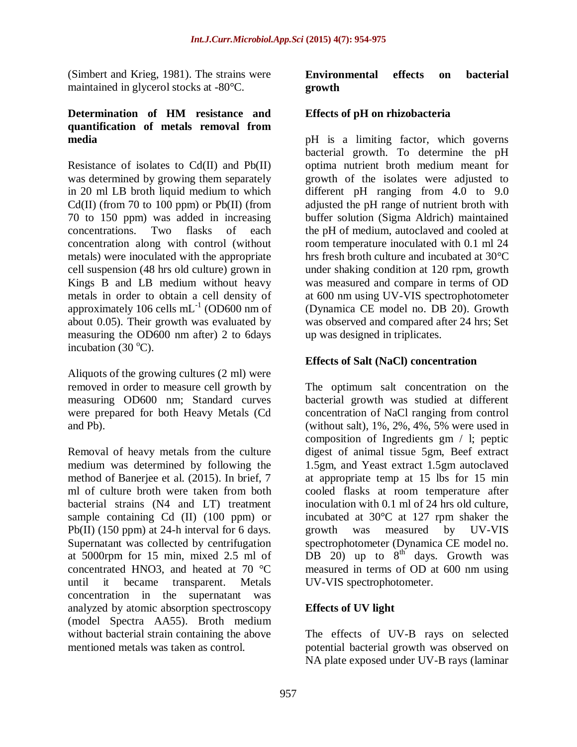(Simbert and Krieg, 1981). The strains were maintained in glycerol stocks at -80°C.

### Determination of HM resistance and quantification of metals removal from media

Resistance of isolates to Cd(II) and Pb(II) was determined by growing them separately in 20 ml LB broth liquid medium to which Cd(II) (from 70 to 100 ppm) or Pb(II) (from 70 to 150 ppm) was added in increasing concentrations. Two flasks of each concentration along with control (without metals) were inoculated with the appropriate cell suspension (48 hrs old culture) grown in Kings B and LB medium without heavy metals in order to obtain a cell density of approximately 106 cells $mL^{-1}$ (OD600 nm of about 0.05). Their growth was evaluated by measuring the OD600 nm after) 2 to 6days incubation (30 °C).

Aliquots of the growing cultures (2 ml) were removed in order to measure cell growth by measuring OD600 nm; Standard curves were prepared for both Heavy Metals (Cd and Pb).

Removal of heavy metals from the culture medium was determined by following the method of Banerjee et al. (2015). In brief, 7 ml of culture broth were taken from both bacterial strains (N4 and LT) treatment sample containing Cd (II) (100 ppm) or Pb(II) (150 ppm) at 24-h interval for 6 days. Supernatant was collected by centrifugation at 5000rpm for 15 min, mixed 2.5 ml of concentrated $HNO_3$, and heated at 70 °C until it became transparent. Metals concentration in the supernatant was analyzed by atomic absorption spectroscopy (model Spectra AA55). Broth medium without bacterial strain containing the above mentioned metals was taken as control.

### Environmental effects on bacterial growth

### Effects of pH on rhizobacteria

pH is a limiting factor, which governs bacterial growth. To determine the pH optima nutrient broth medium meant for growth of the isolates were adjusted to different pH ranging from 4.0 to 9.0 adjusted the pH range of nutrient broth with buffer solution (Sigma Aldrich) maintained the pH of medium, autoclaved and cooled at room temperature inoculated with 0.1 ml 24 hrs fresh broth culture and incubated at 30°C under shaking condition at 120 rpm, growth was measured and compare in terms of OD at 600 nm using UV-VIS spectrophotometer (Dynamica CE model no. DB 20). Growth was observed and compared after 24 hrs; Set up was designed in triplicates.

### Effects of Salt (NaCl) concentration

The optimum salt concentration on the bacterial growth was studied at different concentration of NaCl ranging from control (without salt), 1%, 2%, 4%, 5% were used in composition of Ingredients gm / l; peptic digest of animal tissue 5gm, Beef extract 1.5gm, and Yeast extract 1.5gm autoclaved at appropriate temp at 15 lbs for 15 min cooled flasks at room temperature after inoculation with 0.1 ml of 24 hrs old culture, incubated at 30°C at 127 rpm shaker the growth was measured by UV-VIS spectrophotometer (Dynamica CE model no. DB 20) up to 8$^{th}$ days. Growth was measured in terms of OD at 600 nm using UV-VIS spectrophotometer.

### Effects of UV light

The effects of UV-B rays on selected potential bacterial growth was observed on NA plate exposed under UV-B rays (laminar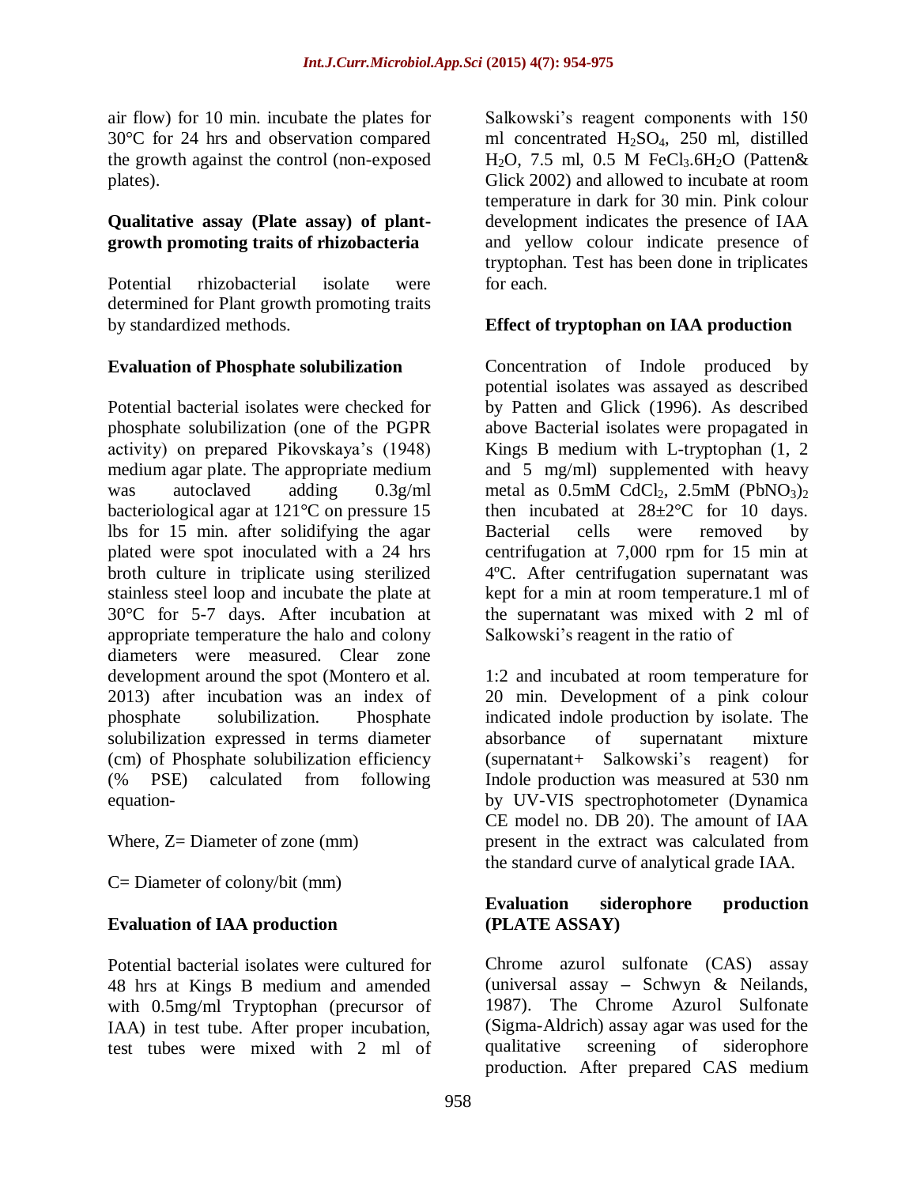air flow) for 10 min. incubate the plates for 30°C for 24 hrs and observation compared the growth against the control (non-exposed plates).

### Qualitative assay (Plate assay) of plant-growth promoting traits of rhizobacteria

Potential rhizobacterial isolate were determined for Plant growth promoting traits by standardized methods.

### Evaluation of Phosphate solubilization

Potential bacterial isolates were checked for phosphate solubilization (one of the PGPR activity) on prepared Pikovskaya's (1948) medium agar plate. The appropriate medium was autoclaved adding 0.3g/ml bacteriological agar at 121°C on pressure 15 lbs for 15 min. after solidifying the agar plated were spot inoculated with a 24 hrs broth culture in triplicate using sterilized stainless steel loop and incubate the plate at 30°C for 5-7 days. After incubation at appropriate temperature the halo and colony diameters were measured. Clear zone development around the spot (Montero et al. 2013) after incubation was an index of phosphate solubilization. Phosphate solubilization expressed in terms diameter (cm) of Phosphate solubilization efficiency (% PSE) calculated from following equation-

Where, Z= Diameter of zone (mm)

C= Diameter of colony/bit (mm)

### Evaluation of IAA production

Potential bacterial isolates were cultured for 48 hrs at Kings B medium and amended with 0.5mg/ml Tryptophan (precursor of IAA) in test tube. After proper incubation, test tubes were mixed with 2 ml of Salkowski's reagent components with 150 ml concentrated $H_2SO_4$, 250 ml, distilled $H_2O$, 7.5 ml, 0.5 M $FeCl_3.6H_2O$ (Patten& Glick 2002) and allowed to incubate at room temperature in dark for 30 min. Pink colour development indicates the presence of IAA and yellow colour indicate presence of tryptophan. Test has been done in triplicates for each.

### Effect of tryptophan on IAA production

Concentration of Indole produced by potential isolates was assayed as described by Patten and Glick (1996). As described above Bacterial isolates were propagated in Kings B medium with L-tryptophan (1, 2 and 5 mg/ml) supplemented with heavy metal as 0.5mM $CdCl_2$, 2.5mM $(PbNO_3)_2$ then incubated at 28±2°C for 10 days. Bacterial cells were removed by centrifugation at 7,000 rpm for 15 min at 4ºC. After centrifugation supernatant was kept for a min at room temperature.1 ml of the supernatant was mixed with 2 ml of Salkowski's reagent in the ratio of

1:2 and incubated at room temperature for 20 min. Development of a pink colour indicated indole production by isolate. The absorbance of supernatant mixture (supernatant+ Salkowski's reagent) for Indole production was measured at 530 nm by UV-VIS spectrophotometer (Dynamica CE model no. DB 20). The amount of IAA present in the extract was calculated from the standard curve of analytical grade IAA.

### Evaluation siderophore production (PLATE ASSAY)

Chrome azurol sulfonate (CAS) assay (universal assay – Schwyn & Neilands, 1987). The Chrome Azurol Sulfonate (Sigma-Aldrich) assay agar was used for the qualitative screening of siderophore production. After prepared CAS medium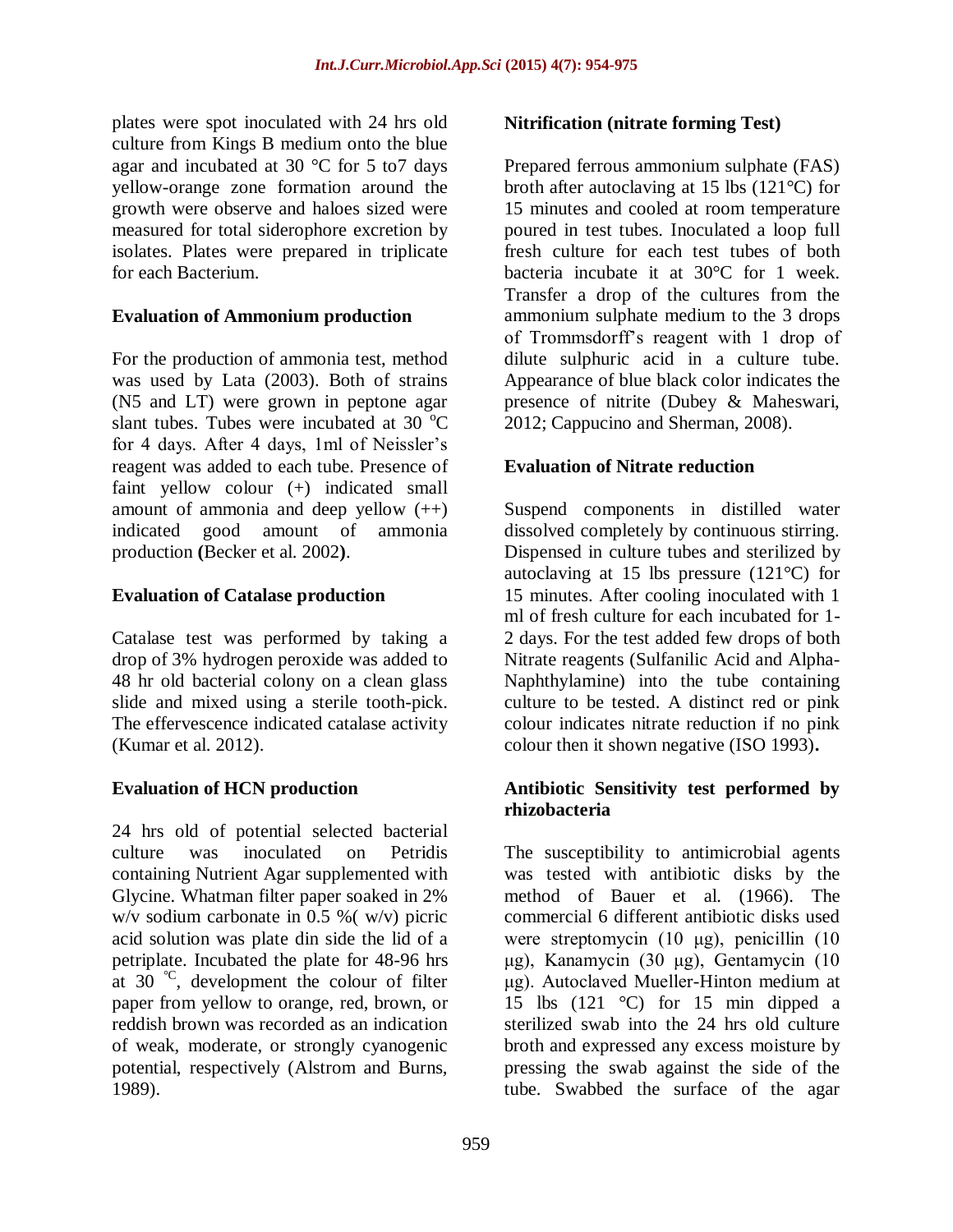plates were spot inoculated with 24 hrs old culture from Kings B medium onto the blue agar and incubated at 30 °C for 5 to7 days yellow-orange zone formation around the growth were observe and haloes sized were measured for total siderophore excretion by isolates. Plates were prepared in triplicate for each Bacterium.

### Evaluation of Ammonium production

For the production of ammonia test, method was used by Lata (2003). Both of strains (N5 and LT) were grown in peptone agar slant tubes. Tubes were incubated at 30 $^{o}$C for 4 days. After 4 days, 1ml of Neissler's reagent was added to each tube. Presence of faint yellow colour (+) indicated small amount of ammonia and deep yellow (++) indicated good amount of ammonia production **(**Becker et al. 2002**)**.

### Evaluation of Catalase production

Catalase test was performed by taking a drop of 3% hydrogen peroxide was added to 48 hr old bacterial colony on a clean glass slide and mixed using a sterile tooth-pick. The effervescence indicated catalase activity (Kumar et al. 2012).

### Evaluation of HCN production

24 hrs old of potential selected bacterial culture was inoculated on Petridis containing Nutrient Agar supplemented with Glycine. Whatman filter paper soaked in 2% w/v sodium carbonate in 0.5 %( w/v) picric acid solution was plate din side the lid of a petriplate. Incubated the plate for 48-96 hrs at 30 $^{\circ}$C, development the colour of filter paper from yellow to orange, red, brown, or reddish brown was recorded as an indication of weak, moderate, or strongly cyanogenic potential, respectively (Alstrom and Burns, 1989).

### Nitrification (nitrate forming Test)

Prepared ferrous ammonium sulphate (FAS) broth after autoclaving at 15 lbs (121°C) for 15 minutes and cooled at room temperature poured in test tubes. Inoculated a loop full fresh culture for each test tubes of both bacteria incubate it at 30°C for 1 week. Transfer a drop of the cultures from the ammonium sulphate medium to the 3 drops of Trommsdorff's reagent with 1 drop of dilute sulphuric acid in a culture tube. Appearance of blue black color indicates the presence of nitrite (Dubey & Maheswari, 2012; Cappucino and Sherman, 2008).

### Evaluation of Nitrate reduction

Suspend components in distilled water dissolved completely by continuous stirring. Dispensed in culture tubes and sterilized by autoclaving at 15 lbs pressure (121°C) for 15 minutes. After cooling inoculated with 1 ml of fresh culture for each incubated for 1-2 days. For the test added few drops of both Nitrate reagents (Sulfanilic Acid and Alpha-Naphthylamine) into the tube containing culture to be tested. A distinct red or pink colour indicates nitrate reduction if no pink colour then it shown negative (ISO 1993)**.**

### Antibiotic Sensitivity test performed by rhizobacteria

The susceptibility to antimicrobial agents was tested with antibiotic disks by the method of Bauer et al. (1966). The commercial 6 different antibiotic disks used were streptomycin (10 μg), penicillin (10 μg), Kanamycin (30 μg), Gentamycin (10 μg). Autoclaved Mueller-Hinton medium at 15 lbs (121 °C) for 15 min dipped a sterilized swab into the 24 hrs old culture broth and expressed any excess moisture by pressing the swab against the side of the tube. Swabbed the surface of the agar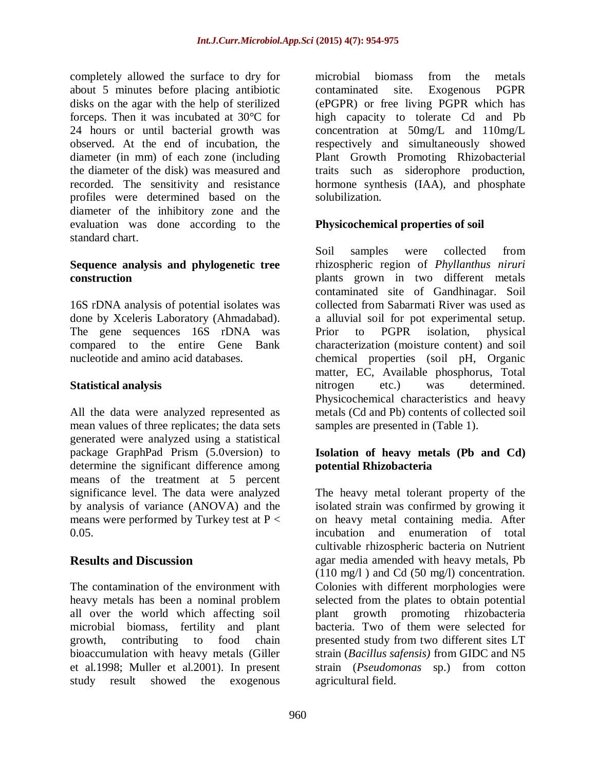completely allowed the surface to dry for about 5 minutes before placing antibiotic disks on the agar with the help of sterilized forceps. Then it was incubated at 30°C for 24 hours or until bacterial growth was observed. At the end of incubation, the diameter (in mm) of each zone (including the diameter of the disk) was measured and recorded. The sensitivity and resistance profiles were determined based on the diameter of the inhibitory zone and the evaluation was done according to the standard chart.

### Sequence analysis and phylogenetic tree construction

16S rDNA analysis of potential isolates was done by Xceleris Laboratory (Ahmadabad). The gene sequences 16S rDNA was compared to the entire Gene Bank nucleotide and amino acid databases.

### Statistical analysis

All the data were analyzed represented as mean values of three replicates; the data sets generated were analyzed using a statistical package GraphPad Prism (5.0version) to determine the significant difference among means of the treatment at 5 percent significance level. The data were analyzed by analysis of variance (ANOVA) and the means were performed by Turkey test at $P < 0.05$.

## Results and Discussion

The contamination of the environment with heavy metals has been a nominal problem all over the world which affecting soil microbial biomass, fertility and plant growth, contributing to food chain bioaccumulation with heavy metals (Giller et al.1998; Muller et al.2001). In present study result showed the exogenous microbial biomass from the metals contaminated site. Exogenous PGPR (ePGPR) or free living PGPR which has high capacity to tolerate Cd and Pb concentration at 50mg/L and 110mg/L respectively and simultaneously showed Plant Growth Promoting Rhizobacterial traits such as siderophore production, hormone synthesis (IAA), and phosphate solubilization.

### Physicochemical properties of soil

Soil samples were collected from rhizospheric region of *Phyllanthus niruri* plants grown in two different metals contaminated site of Gandhinagar. Soil collected from Sabarmati River was used as a alluvial soil for pot experimental setup. Prior to PGPR isolation, physical characterization (moisture content) and soil chemical properties (soil pH, Organic matter, EC, Available phosphorus, Total nitrogen etc.) was determined. Physicochemical characteristics and heavy metals (Cd and Pb) contents of collected soil samples are presented in (Table 1).

### Isolation of heavy metals (Pb and Cd) potential Rhizobacteria

The heavy metal tolerant property of the isolated strain was confirmed by growing it on heavy metal containing media. After incubation and enumeration of total cultivable rhizospheric bacteria on Nutrient agar media amended with heavy metals, Pb (110 mg/l ) and Cd (50 mg/l) concentration. Colonies with different morphologies were selected from the plates to obtain potential plant growth promoting rhizobacteria bacteria. Two of them were selected for presented study from two different sites LT strain (*Bacillus safensis)* from GIDC and N5 strain (*Pseudomonas* sp.) from cotton agricultural field.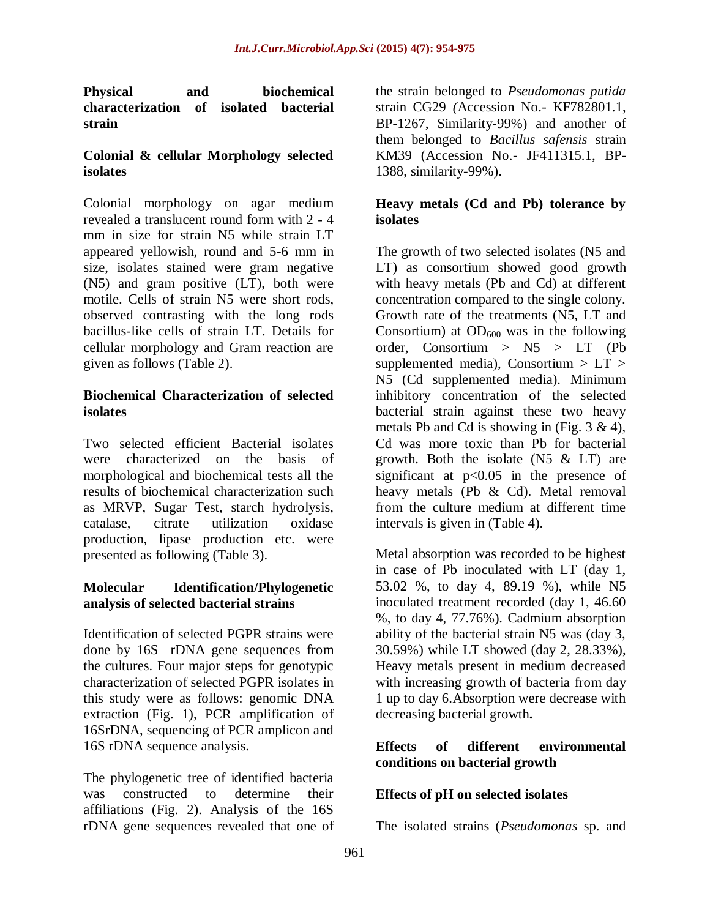**Physical and biochemical characterization of isolated bacterial strain**

**Colonial & cellular Morphology selected isolates**

Colonial morphology on agar medium revealed a translucent round form with 2 - 4 mm in size for strain N5 while strain LT appeared yellowish, round and 5-6 mm in size, isolates stained were gram negative (N5) and gram positive (LT), both were motile. Cells of strain N5 were short rods, observed contrasting with the long rods bacillus-like cells of strain LT. Details for cellular morphology and Gram reaction are given as follows (Table 2).

**Biochemical Characterization of selected isolates**

Two selected efficient Bacterial isolates were characterized on the basis of morphological and biochemical tests all the results of biochemical characterization such as MRVP, Sugar Test, starch hydrolysis, catalase, citrate utilization oxidase production, lipase production etc. were presented as following (Table 3).

**Molecular Identification/Phylogenetic analysis of selected bacterial strains**

Identification of selected PGPR strains were done by 16S rDNA gene sequences from the cultures. Four major steps for genotypic characterization of selected PGPR isolates in this study were as follows: genomic DNA extraction (Fig. 1), PCR amplification of 16SrDNA, sequencing of PCR amplicon and 16S rDNA sequence analysis.

The phylogenetic tree of identified bacteria was constructed to determine their affiliations (Fig. 2). Analysis of the 16S rDNA gene sequences revealed that one of the strain belonged to *Pseudomonas putida* strain CG29 (Accession No.- KF782801.1, BP-1267, Similarity-99%) and another of them belonged to *Bacillus safensis* strain KM39 (Accession No.- JF411315.1, BP-1388, similarity-99%).

**Heavy metals (Cd and Pb) tolerance by isolates**

The growth of two selected isolates (N5 and LT) as consortium showed good growth with heavy metals (Pb and Cd) at different concentration compared to the single colony. Growth rate of the treatments (N5, LT and Consortium) at $OD_{600}$ was in the following order, Consortium > N5 > LT (Pb supplemented media), Consortium > LT > N5 (Cd supplemented media). Minimum inhibitory concentration of the selected bacterial strain against these two heavy metals Pb and Cd is showing in (Fig. 3 & 4), Cd was more toxic than Pb for bacterial growth. Both the isolate (N5 & LT) are significant at $p<0.05$ in the presence of heavy metals (Pb & Cd). Metal removal from the culture medium at different time intervals is given in (Table 4).

Metal absorption was recorded to be highest in case of Pb inoculated with LT (day 1, 53.02 %, to day 4, 89.19 %), while N5 inoculated treatment recorded (day 1, 46.60 %, to day 4, 77.76%). Cadmium absorption ability of the bacterial strain N5 was (day 3, 30.59%) while LT showed (day 2, 28.33%), Heavy metals present in medium decreased with increasing growth of bacteria from day 1 up to day 6.Absorption were decrease with decreasing bacterial growth**.**

**Effects of different environmental conditions on bacterial growth**

**Effects of pH on selected isolates**

The isolated strains (*Pseudomonas* sp. and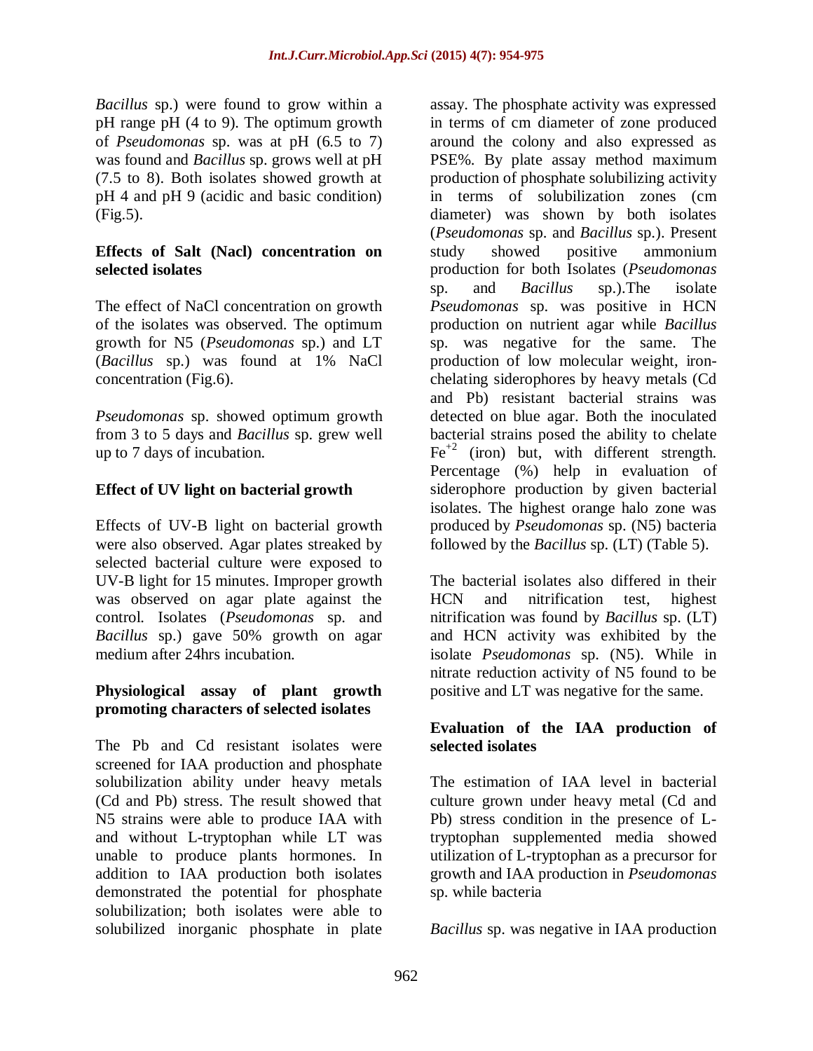*Bacillus* sp.) were found to grow within a pH range pH (4 to 9). The optimum growth of *Pseudomonas* sp. was at pH (6.5 to 7) was found and *Bacillus* sp. grows well at pH (7.5 to 8). Both isolates showed growth at pH 4 and pH 9 (acidic and basic condition) (Fig.5).

**Effects of Salt (Nacl) concentration on selected isolates**

The effect of NaCl concentration on growth of the isolates was observed. The optimum growth for N5 (*Pseudomonas* sp.) and LT (*Bacillus* sp.) was found at 1% NaCl concentration (Fig.6).

*Pseudomonas* sp. showed optimum growth from 3 to 5 days and *Bacillus* sp. grew well up to 7 days of incubation.

**Effect of UV light on bacterial growth**

Effects of UV-B light on bacterial growth were also observed. Agar plates streaked by selected bacterial culture were exposed to UV-B light for 15 minutes. Improper growth was observed on agar plate against the control. Isolates (*Pseudomonas* sp. and *Bacillus* sp.) gave 50% growth on agar medium after 24hrs incubation.

**Physiological assay of plant growth promoting characters of selected isolates**

The Pb and Cd resistant isolates were screened for IAA production and phosphate solubilization ability under heavy metals (Cd and Pb) stress. The result showed that N5 strains were able to produce IAA with and without L-tryptophan while LT was unable to produce plants hormones. In addition to IAA production both isolates demonstrated the potential for phosphate solubilization; both isolates were able to solubilized inorganic phosphate in plate assay. The phosphate activity was expressed in terms of cm diameter of zone produced around the colony and also expressed as PSE%. By plate assay method maximum production of phosphate solubilizing activity in terms of solubilization zones (cm diameter) was shown by both isolates (*Pseudomonas* sp. and *Bacillus* sp.). Present study showed positive ammonium production for both Isolates (*Pseudomonas* sp. and *Bacillus* sp.).The isolate *Pseudomonas* sp. was positive in HCN production on nutrient agar while *Bacillus* sp. was negative for the same. The production of low molecular weight, iron-chelating siderophores by heavy metals (Cd and Pb) resistant bacterial strains was detected on blue agar. Both the inoculated bacterial strains posed the ability to chelate $Fe^{+2}$ (iron) but, with different strength. Percentage (%) help in evaluation of siderophore production by given bacterial isolates. The highest orange halo zone was produced by *Pseudomonas* sp. (N5) bacteria followed by the *Bacillus* sp. (LT) (Table 5).

The bacterial isolates also differed in their HCN and nitrification test, highest nitrification was found by *Bacillus* sp. (LT) and HCN activity was exhibited by the isolate *Pseudomonas* sp. (N5). While in nitrate reduction activity of N5 found to be positive and LT was negative for the same.

**Evaluation of the IAA production of selected isolates**

The estimation of IAA level in bacterial culture grown under heavy metal (Cd and Pb) stress condition in the presence of L-tryptophan supplemented media showed utilization of L-tryptophan as a precursor for growth and IAA production in *Pseudomonas* sp. while bacteria

*Bacillus* sp. was negative in IAA production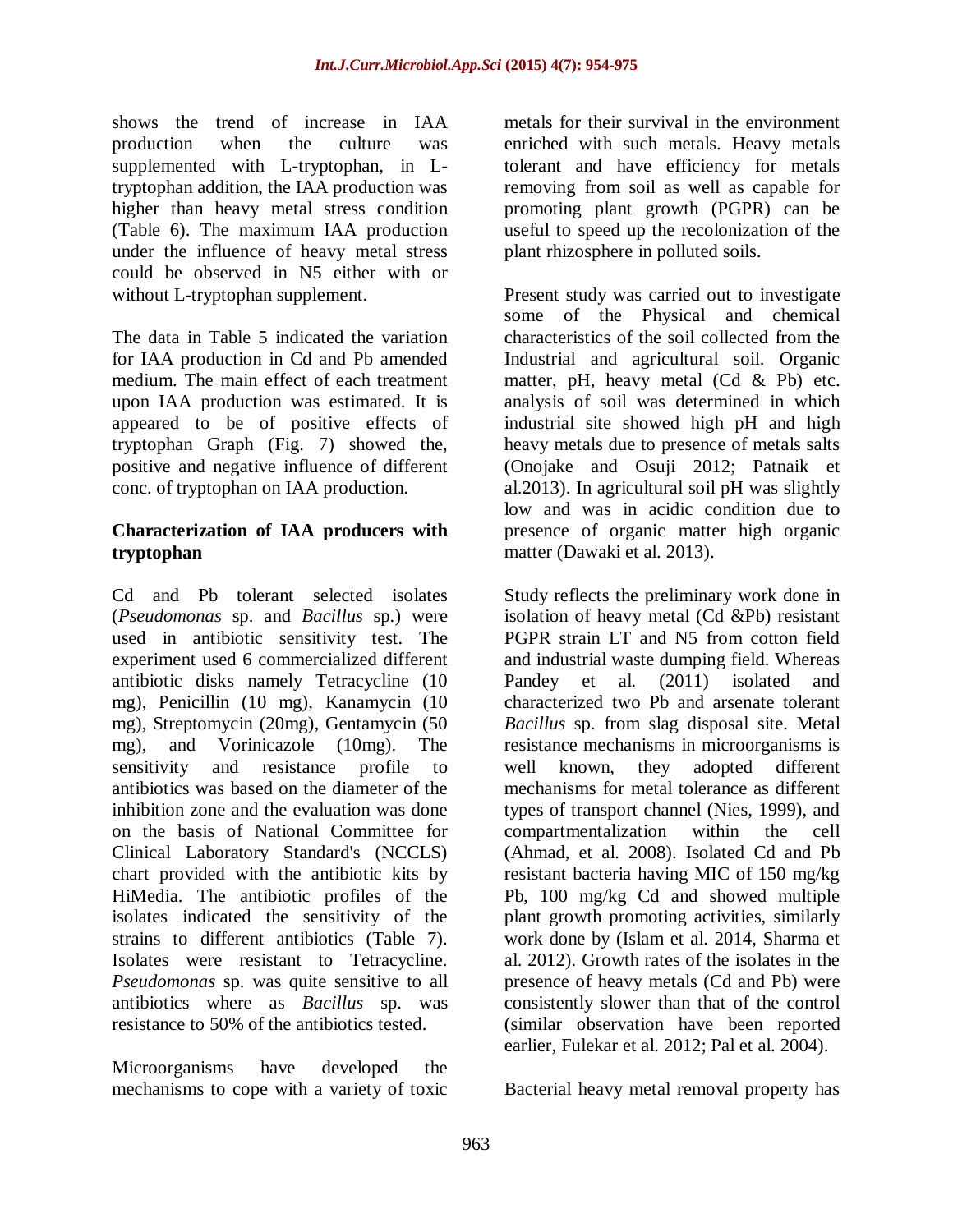shows the trend of increase in IAA production when the culture was supplemented with L-tryptophan, in L-tryptophan addition, the IAA production was higher than heavy metal stress condition (Table 6). The maximum IAA production under the influence of heavy metal stress could be observed in N5 either with or without L-tryptophan supplement.

The data in Table 5 indicated the variation for IAA production in Cd and Pb amended medium. The main effect of each treatment upon IAA production was estimated. It is appeared to be of positive effects of tryptophan Graph (Fig. 7) showed the, positive and negative influence of different conc. of tryptophan on IAA production.

## Characterization of IAA producers with tryptophan

Cd and Pb tolerant selected isolates (*Pseudomonas* sp. and *Bacillus* sp.) were used in antibiotic sensitivity test. The experiment used 6 commercialized different antibiotic disks namely Tetracycline (10 mg), Penicillin (10 mg), Kanamycin (10 mg), Streptomycin (20mg), Gentamycin (50 mg), and Vorinicazole (10mg). The sensitivity and resistance profile to antibiotics was based on the diameter of the inhibition zone and the evaluation was done on the basis of National Committee for Clinical Laboratory Standard's (NCCLS) chart provided with the antibiotic kits by HiMedia. The antibiotic profiles of the isolates indicated the sensitivity of the strains to different antibiotics (Table 7). Isolates were resistant to Tetracycline. *Pseudomonas* sp. was quite sensitive to all antibiotics where as *Bacillus* sp. was resistance to 50% of the antibiotics tested.

Microorganisms have developed the mechanisms to cope with a variety of toxic metals for their survival in the environment enriched with such metals. Heavy metals tolerant and have efficiency for metals removing from soil as well as capable for promoting plant growth (PGPR) can be useful to speed up the recolonization of the plant rhizosphere in polluted soils.

Present study was carried out to investigate some of the Physical and chemical characteristics of the soil collected from the Industrial and agricultural soil. Organic matter, pH, heavy metal (Cd & Pb) etc. analysis of soil was determined in which industrial site showed high pH and high heavy metals due to presence of metals salts (Onojake and Osuji 2012; Patnaik et al.2013). In agricultural soil pH was slightly low and was in acidic condition due to presence of organic matter high organic matter (Dawaki et al. 2013).

Study reflects the preliminary work done in isolation of heavy metal (Cd &Pb) resistant PGPR strain LT and N5 from cotton field and industrial waste dumping field. Whereas Pandey et al. (2011) isolated and characterized two Pb and arsenate tolerant *Bacillus* sp. from slag disposal site. Metal resistance mechanisms in microorganisms is well known, they adopted different mechanisms for metal tolerance as different types of transport channel (Nies, 1999), and compartmentalization within the cell (Ahmad, et al. 2008). Isolated Cd and Pb resistant bacteria having MIC of 150 mg/kg Pb, 100 mg/kg Cd and showed multiple plant growth promoting activities, similarly work done by (Islam et al. 2014, Sharma et al. 2012). Growth rates of the isolates in the presence of heavy metals (Cd and Pb) were consistently slower than that of the control (similar observation have been reported earlier, Fulekar et al. 2012; Pal et al. 2004).

Bacterial heavy metal removal property has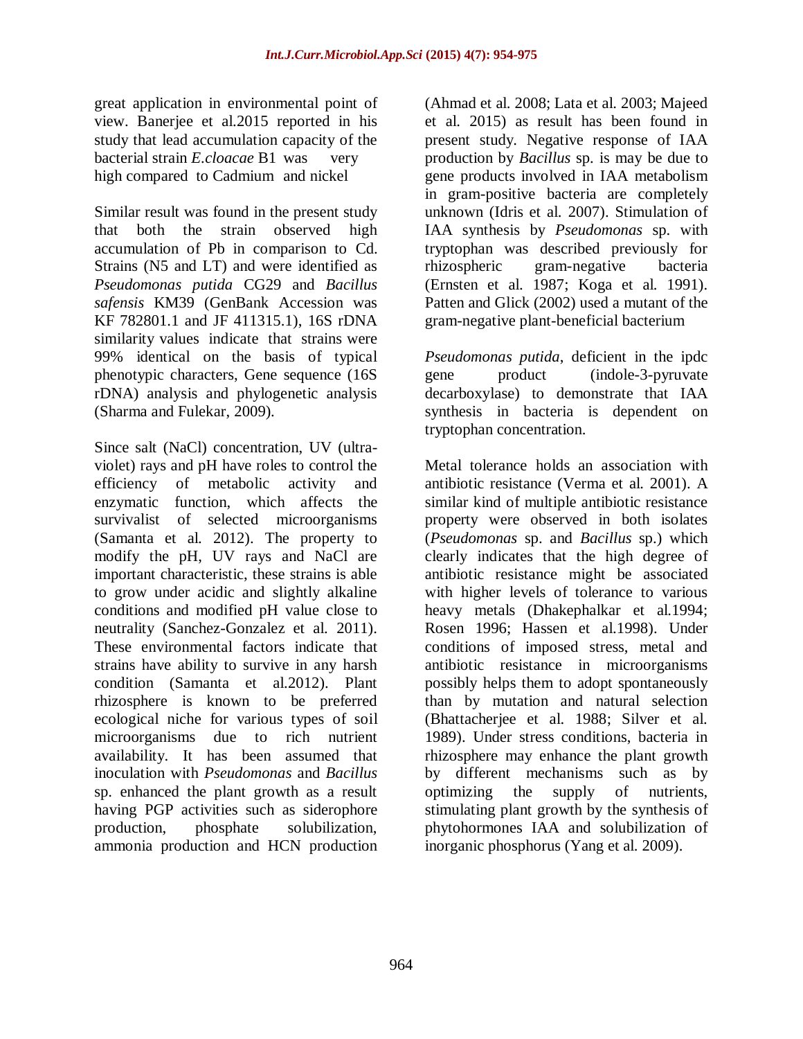great application in environmental point of view. Banerjee et al.2015 reported in his study that lead accumulation capacity of the bacterial strain *E.cloacae* B1 was very high compared to Cadmium and nickel

Similar result was found in the present study that both the strain observed high accumulation of Pb in comparison to Cd. Strains (N5 and LT) and were identified as *Pseudomonas putida* CG29 and *Bacillus safensis* KM39 (GenBank Accession was KF 782801.1 and JF 411315.1), 16S rDNA similarity values indicate that strains were 99% identical on the basis of typical phenotypic characters, Gene sequence (16S rDNA) analysis and phylogenetic analysis (Sharma and Fulekar, 2009).

Since salt (NaCl) concentration, UV (ultra-violet) rays and pH have roles to control the efficiency of metabolic activity and enzymatic function, which affects the survivalist of selected microorganisms (Samanta et al. 2012). The property to modify the pH, UV rays and NaCl are important characteristic, these strains is able to grow under acidic and slightly alkaline conditions and modified pH value close to neutrality (Sanchez-Gonzalez et al. 2011). These environmental factors indicate that strains have ability to survive in any harsh condition (Samanta et al.2012). Plant rhizosphere is known to be preferred ecological niche for various types of soil microorganisms due to rich nutrient availability. It has been assumed that inoculation with *Pseudomonas* and *Bacillus* sp. enhanced the plant growth as a result having PGP activities such as siderophore production, phosphate solubilization, ammonia production and HCN production (Ahmad et al. 2008; Lata et al. 2003; Majeed et al. 2015) as result has been found in present study. Negative response of IAA production by *Bacillus* sp. is may be due to gene products involved in IAA metabolism in gram-positive bacteria are completely unknown (Idris et al. 2007). Stimulation of IAA synthesis by *Pseudomonas* sp. with tryptophan was described previously for rhizospheric gram-negative bacteria (Ernsten et al. 1987; Koga et al. 1991). Patten and Glick (2002) used a mutant of the gram-negative plant-beneficial bacterium

*Pseudomonas putida*, deficient in the ipdc gene product (indole-3-pyruvate decarboxylase) to demonstrate that IAA synthesis in bacteria is dependent on tryptophan concentration.

Metal tolerance holds an association with antibiotic resistance (Verma et al. 2001). A similar kind of multiple antibiotic resistance property were observed in both isolates (*Pseudomonas* sp. and *Bacillus* sp.) which clearly indicates that the high degree of antibiotic resistance might be associated with higher levels of tolerance to various heavy metals (Dhakephalkar et al.1994; Rosen 1996; Hassen et al.1998). Under conditions of imposed stress, metal and antibiotic resistance in microorganisms possibly helps them to adopt spontaneously than by mutation and natural selection (Bhattacherjee et al. 1988; Silver et al. 1989). Under stress conditions, bacteria in rhizosphere may enhance the plant growth by different mechanisms such as by optimizing the supply of nutrients, stimulating plant growth by the synthesis of phytohormones IAA and solubilization of inorganic phosphorus (Yang et al. 2009).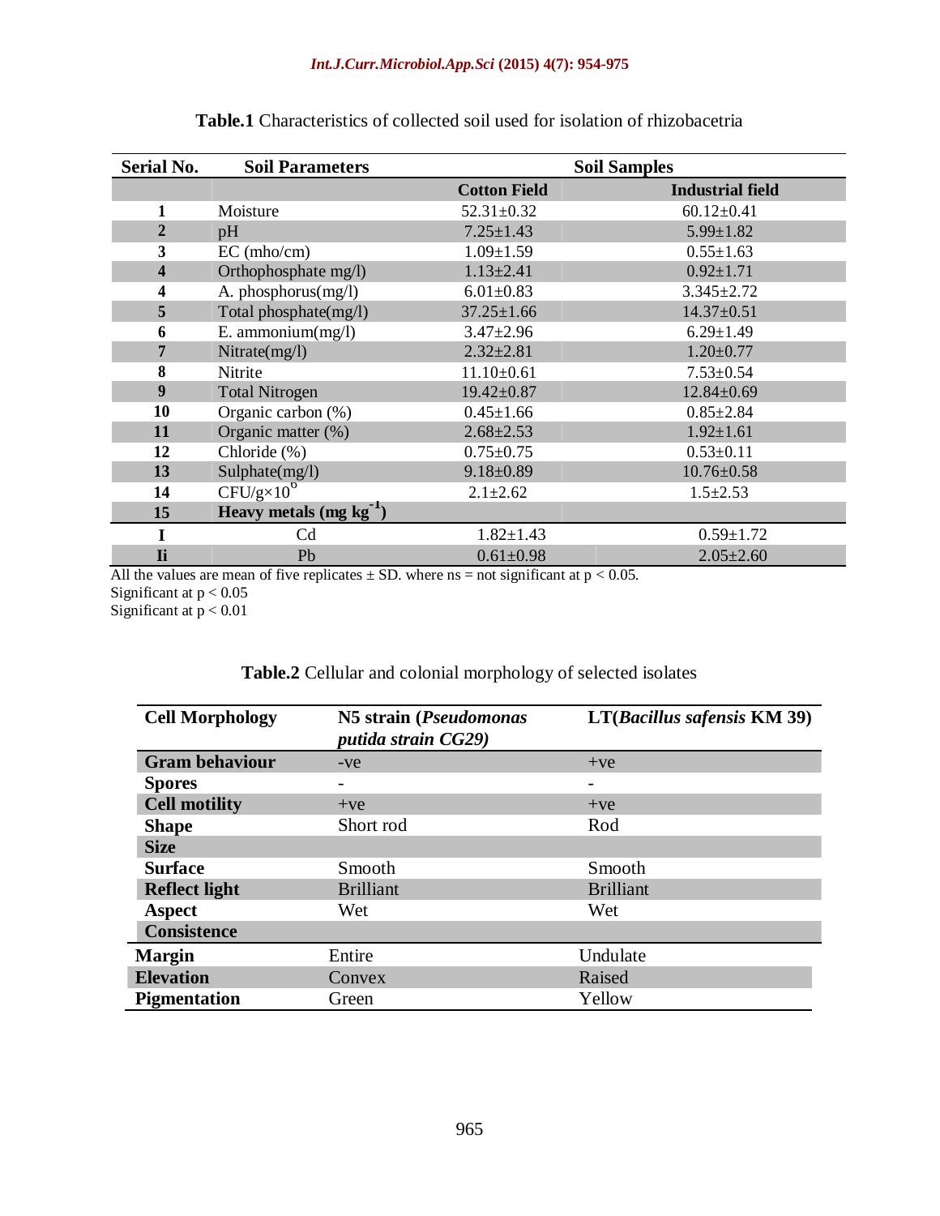**Table.1** Characteristics of collected soil used for isolation of rhizobacetria

| Serial No. | Soil Parameters | Soil Samples | |
|---|---|---|---|
| | | **Cotton Field** | **Industrial field** |
| **1** | Moisture | 52.31±0.32 | 60.12±0.41 |
| **2** | pH | 7.25±1.43 | 5.99±1.82 |
| **3** | EC (mho/cm) | 1.09±1.59 | 0.55±1.63 |
| **4** | Orthophosphate mg/l) | 1.13±2.41 | 0.92±1.71 |
| **4** | A. phosphorus(mg/l) | 6.01±0.83 | 3.345±2.72 |
| **5** | Total phosphate(mg/l) | 37.25±1.66 | 14.37±0.51 |
| **6** | E. ammonium(mg/l) | 3.47±2.96 | 6.29±1.49 |
| **7** | Nitrate(mg/l) | 2.32±2.81 | 1.20±0.77 |
| **8** | Nitrite | 11.10±0.61 | 7.53±0.54 |
| **9** | Total Nitrogen | 19.42±0.87 | 12.84±0.69 |
| **10** | Organic carbon (%) | 0.45±1.66 | 0.85±2.84 |
| **11** | Organic matter (%) | 2.68±2.53 | 1.92±1.61 |
| **12** | Chloride (%) | 0.75±0.75 | 0.53±0.11 |
| **13** | Sulphate(mg/l) | 9.18±0.89 | 10.76±0.58 |
| **14** | $CFU/g \times 10^6$ | 2.1±2.62 | 1.5±2.53 |
| **15** | **Heavy metals (mg $kg^{-1}$)** | | |
| **I** | Cd | 1.82±1.43 | 0.59±1.72 |
| **Ii** | Pb | 0.61±0.98 | 2.05±2.60 |

All the values are mean of five replicates ± SD. where ns = not significant at $p < 0.05$.
Significant at $p < 0.05$
Significant at $p < 0.01$

**Table.2** Cellular and colonial morphology of selected isolates

| Cell Morphology | N5 strain (*Pseudomonas putida strain CG29)* | LT(*Bacillus safensis* KM 39) |
|---|---|---|
| **Gram behaviour** | -ve | +ve |
| **Spores** | - | - |
| **Cell motility** | +ve | +ve |
| **Shape** | Short rod | Rod |
| **Size** | | |
| **Surface** | Smooth | Smooth |
| **Reflect light** | Brilliant | Brilliant |
| **Aspect** | Wet | Wet |
| **Consistence** | | |
| **Margin** | Entire | Undulate |
| **Elevation** | Convex | Raised |
| **Pigmentation** | Green | Yellow |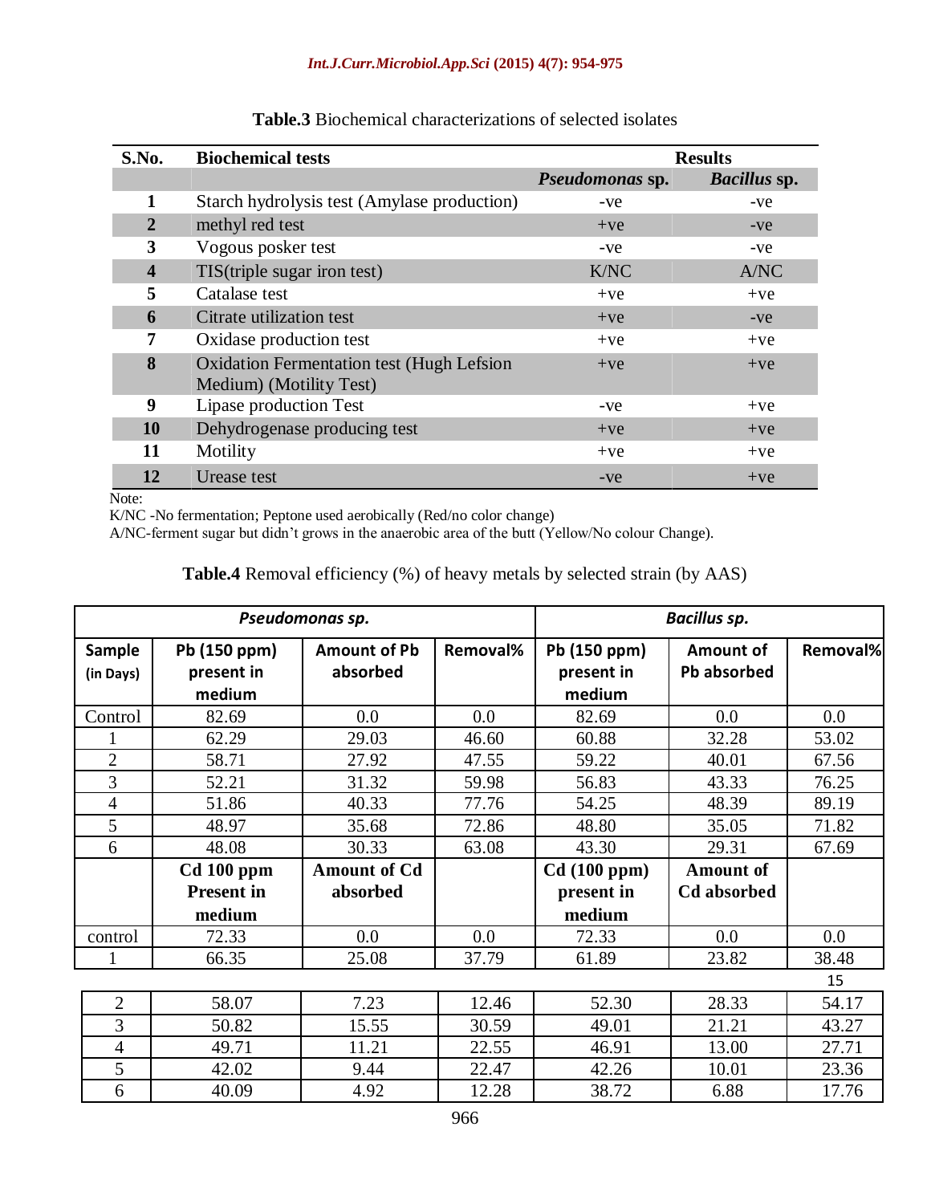**Table.3** Biochemical characterizations of selected isolates

| S.No. | Biochemical tests | Results | |
|---|---|---|---|
| | | *Pseudomonas* sp. | *Bacillus* sp. |
| 1 | Starch hydrolysis test (Amylase production) | -ve | -ve |
| 2 | methyl red test | +ve | -ve |
| 3 | Vogous posker test | -ve | -ve |
| 4 | TIS(triple sugar iron test) | K/NC | A/NC |
| 5 | Catalase test | +ve | +ve |
| 6 | Citrate utilization test | +ve | -ve |
| 7 | Oxidase production test | +ve | +ve |
| 8 | Oxidation Fermentation test (Hugh Lefsion Medium) (Motility Test) | +ve | +ve |
| 9 | Lipase production Test | -ve | +ve |
| 10 | Dehydrogenase producing test | +ve | +ve |
| 11 | Motility | +ve | +ve |
| 12 | Urease test | -ve | +ve |

Note:
K/NC -No fermentation; Peptone used aerobically (Red/no color change)
A/NC-ferment sugar but didn't grows in the anaerobic area of the butt (Yellow/No colour Change).

**Table.4** Removal efficiency (%) of heavy metals by selected strain (by AAS)

| *Pseudomonas sp.* | | | | *Bacillus sp.* | | |
|---|---|---|---|---|---|---|
| **Sample (in Days)** | **Pb (150 ppm) present in medium** | **Amount of Pb absorbed** | **Removal%** | **Pb (150 ppm) present in medium** | **Amount of Pb absorbed** | **Removal%** |
| Control | 82.69 | 0.0 | 0.0 | 82.69 | 0.0 | 0.0 |
| 1 | 62.29 | 29.03 | 46.60 | 60.88 | 32.28 | 53.02 |
| 2 | 58.71 | 27.92 | 47.55 | 59.22 | 40.01 | 67.56 |
| 3 | 52.21 | 31.32 | 59.98 | 56.83 | 43.33 | 76.25 |
| 4 | 51.86 | 40.33 | 77.76 | 54.25 | 48.39 | 89.19 |
| 5 | 48.97 | 35.68 | 72.86 | 48.80 | 35.05 | 71.82 |
| 6 | 48.08 | 30.33 | 63.08 | 43.30 | 29.31 | 67.69 |
| | **Cd 100 ppm Present in medium** | **Amount of Cd absorbed** | | **Cd (100 ppm) present in medium** | **Amount of Cd absorbed** | |
| control | 72.33 | 0.0 | 0.0 | 72.33 | 0.0 | 0.0 |
| 1 | 66.35 | 25.08 | 37.79 | 61.89 | 23.82 | 38.48 |
| 2 | 58.07 | 7.23 | 12.46 | 52.30 | 28.33 | 54.17 |
| 3 | 50.82 | 15.55 | 30.59 | 49.01 | 21.21 | 43.27 |
| 4 | 49.71 | 11.21 | 22.55 | 46.91 | 13.00 | 27.71 |
| 5 | 42.02 | 9.44 | 22.47 | 42.26 | 10.01 | 23.36 |
| 6 | 40.09 | 4.92 | 12.28 | 38.72 | 6.88 | 17.76 |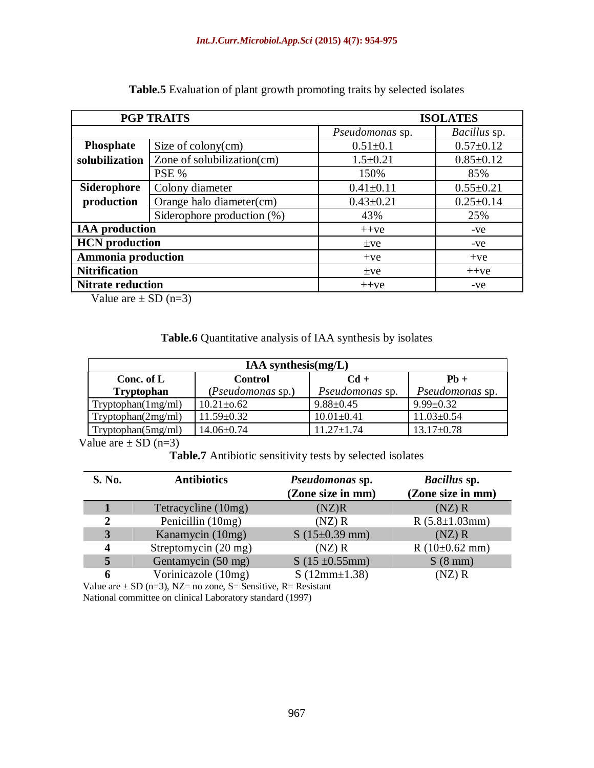**Table.5** Evaluation of plant growth promoting traits by selected isolates

| PGP TRAITS | | ISOLATES | |
|---|---|---|---|
| | | *Pseudomonas* sp. | *Bacillus* sp. |
| **Phosphate solubilization** | Size of colony(cm) | 0.51±0.1 | 0.57±0.12 |
| | Zone of solubilization(cm) | 1.5±0.21 | 0.85±0.12 |
| | PSE % | 150% | 85% |
| **Siderophore production** | Colony diameter | 0.41±0.11 | 0.55±0.21 |
| | Orange halo diameter(cm) | 0.43±0.21 | 0.25±0.14 |
| | Siderophore production (%) | 43% | 25% |
| **IAA production** | | ++ve | -ve |
| **HCN production** | | ±ve | -ve |
| **Ammonia production** | | +ve | +ve |
| **Nitrification** | | ±ve | ++ve |
| **Nitrate reduction** | | ++ve | -ve |

Value are ± SD (n=3)

**Table.6** Quantitative analysis of IAA synthesis by isolates

| IAA synthesis(mg/L) | | | |
|---|---|---|---|
| **Conc. of L Tryptophan** | **Control (*Pseudomonas* sp.)** | **Cd +** *Pseudomonas* sp. | **Pb +** *Pseudomonas* sp. |
| Tryptophan(1mg/ml) | 10.21±o.62 | 9.88±0.45 | 9.99±0.32 |
| Tryptophan(2mg/ml) | 11.59±0.32 | 10.01±0.41 | 11.03±0.54 |
| Tryptophan(5mg/ml) | 14.06±0.74 | 11.27±1.74 | 13.17±0.78 |

Value are ± SD (n=3)

**Table.7** Antibiotic sensitivity tests by selected isolates

| S. No. | Antibiotics | *Pseudomonas* sp. (Zone size in mm) | *Bacillus* sp. (Zone size in mm) |
|---|---|---|---|
| 1 | Tetracycline (10mg) | (NZ)R | (NZ) R |
| 2 | Penicillin (10mg) | (NZ) R | R (5.8±1.03mm) |
| 3 | Kanamycin (10mg) | S (15±0.39 mm) | (NZ) R |
| 4 | Streptomycin (20 mg) | (NZ) R | R (10±0.62 mm) |
| 5 | Gentamycin (50 mg) | S (15 ±0.55mm) | S (8 mm) |
| 6 | Vorinicazole (10mg) | S (12mm±1.38) | (NZ) R |

Value are ± SD (n=3), NZ= no zone, S= Sensitive, R= Resistant
National committee on clinical Laboratory standard (1997)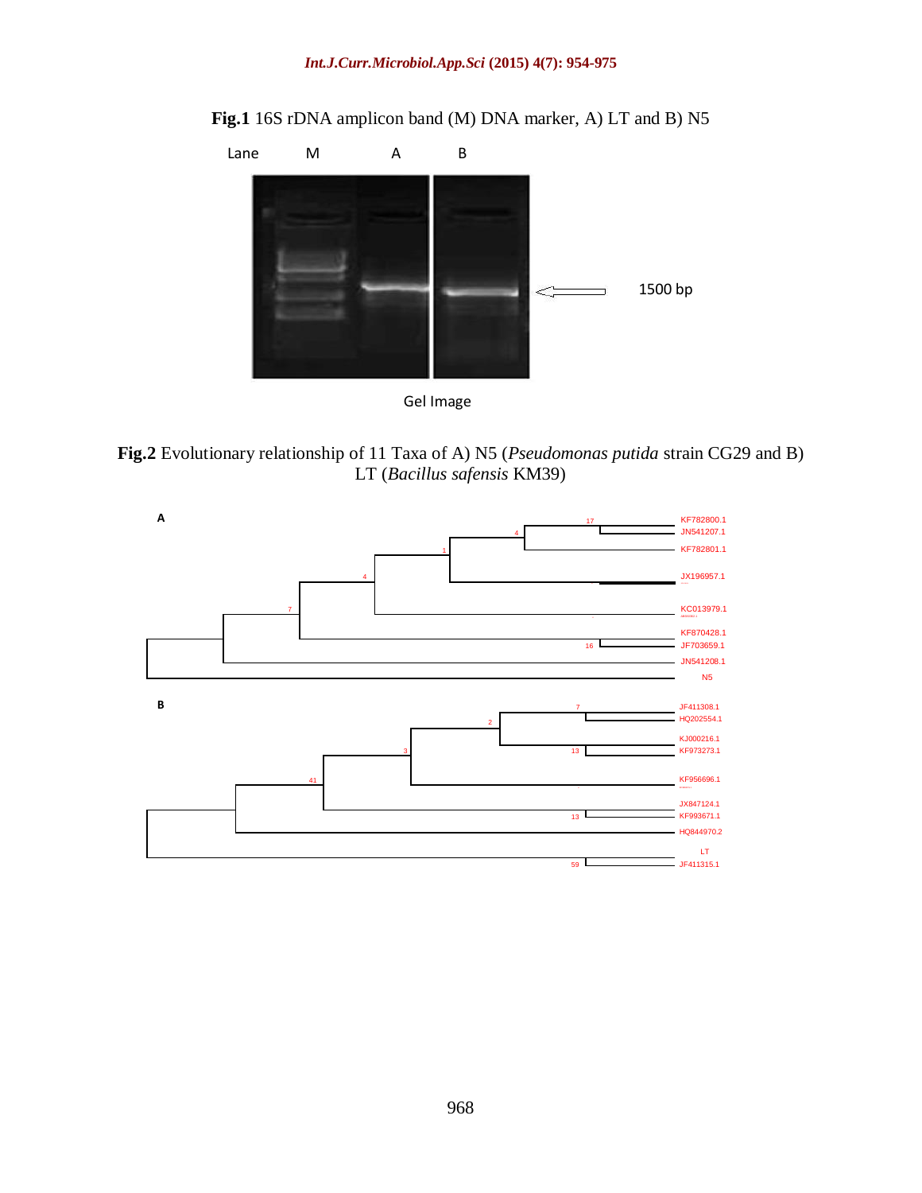**Fig.1** 16S rDNA amplicon band (M) DNA marker, A) LT and B) N5

**Fig.2** Evolutionary relationship of 11 Taxa of A) N5 (*Pseudomonas putida* strain CG29 and B) LT (*Bacillus safensis* KM39)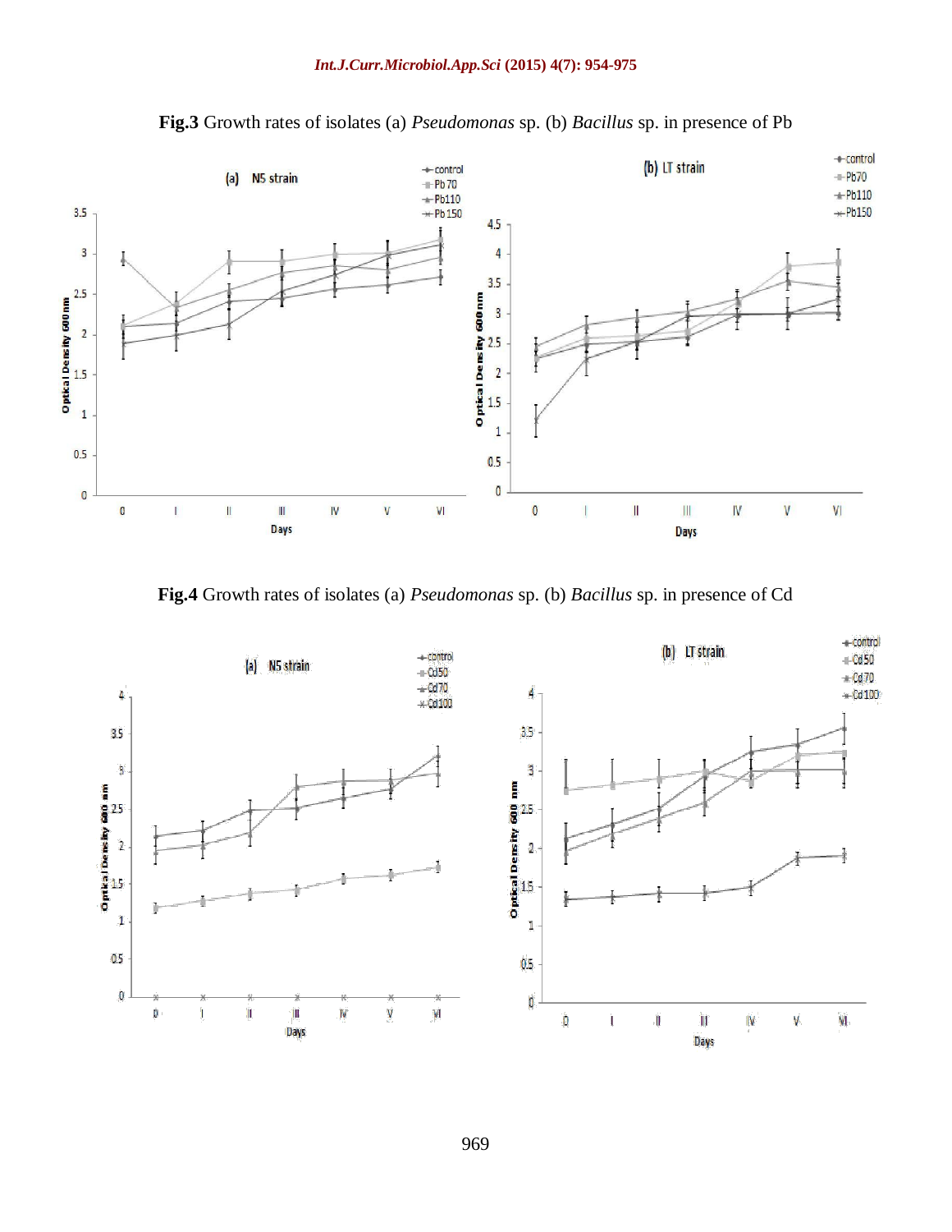**Fig.3** Growth rates of isolates (a) *Pseudomonas* sp. (b) *Bacillus* sp. in presence of Pb

**Fig.4** Growth rates of isolates (a) *Pseudomonas* sp. (b) *Bacillus* sp. in presence of Cd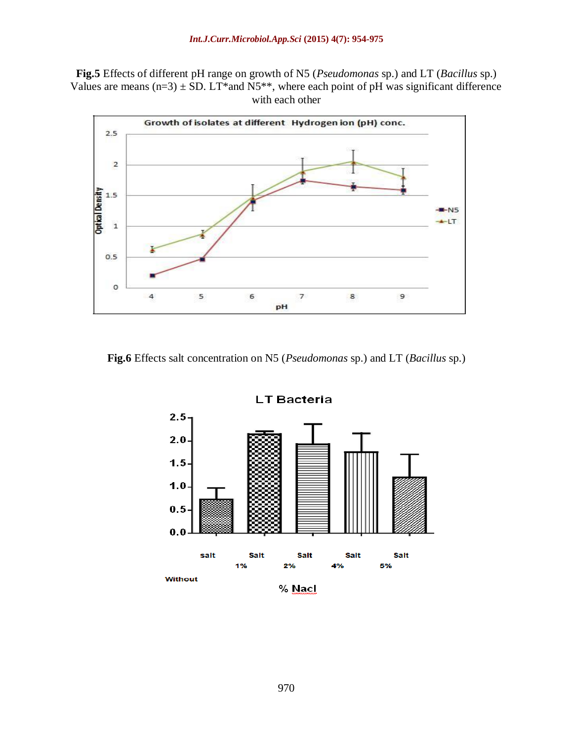**Fig.5** Effects of different pH range on growth of N5 (*Pseudomonas* sp.) and LT (*Bacillus* sp.) Values are means (n=3) ± SD. LT*and N5**, where each point of pH was significant difference with each other

**Fig.6** Effects salt concentration on N5 (*Pseudomonas* sp.) and LT (*Bacillus* sp.)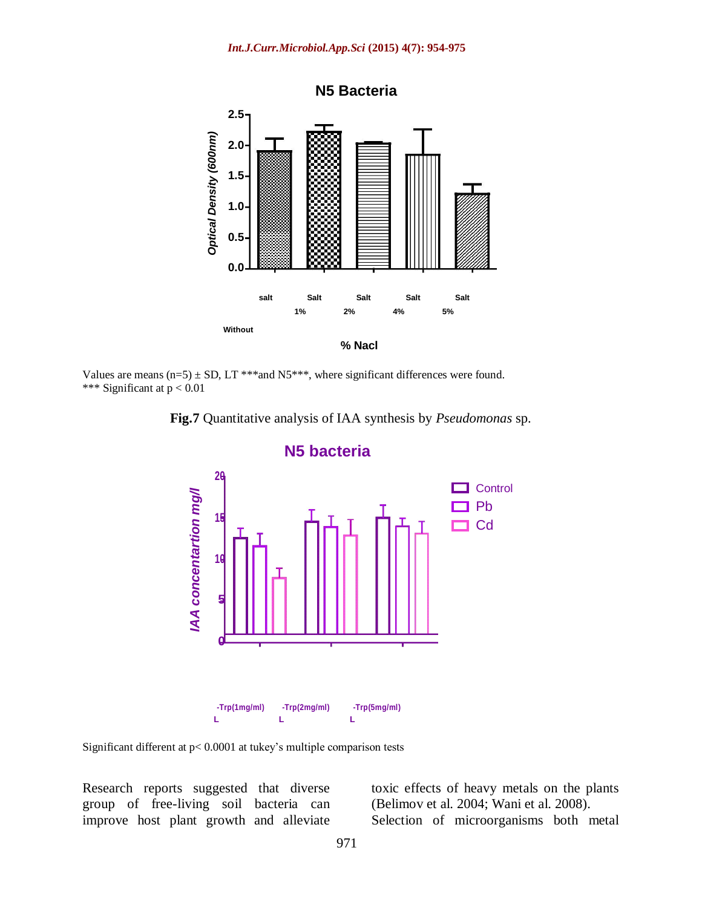Values are means (n=5) ± SD, LT ***and N5***, where significant differences were found.
*** Significant at p < 0.01

**Fig.7** Quantitative analysis of IAA synthesis by *Pseudomonas* sp.

Significant different at p< 0.0001 at tukey's multiple comparison tests

Research reports suggested that diverse group of free-living soil bacteria can improve host plant growth and alleviate toxic effects of heavy metals on the plants (Belimov et al. 2004; Wani et al. 2008). Selection of microorganisms both metal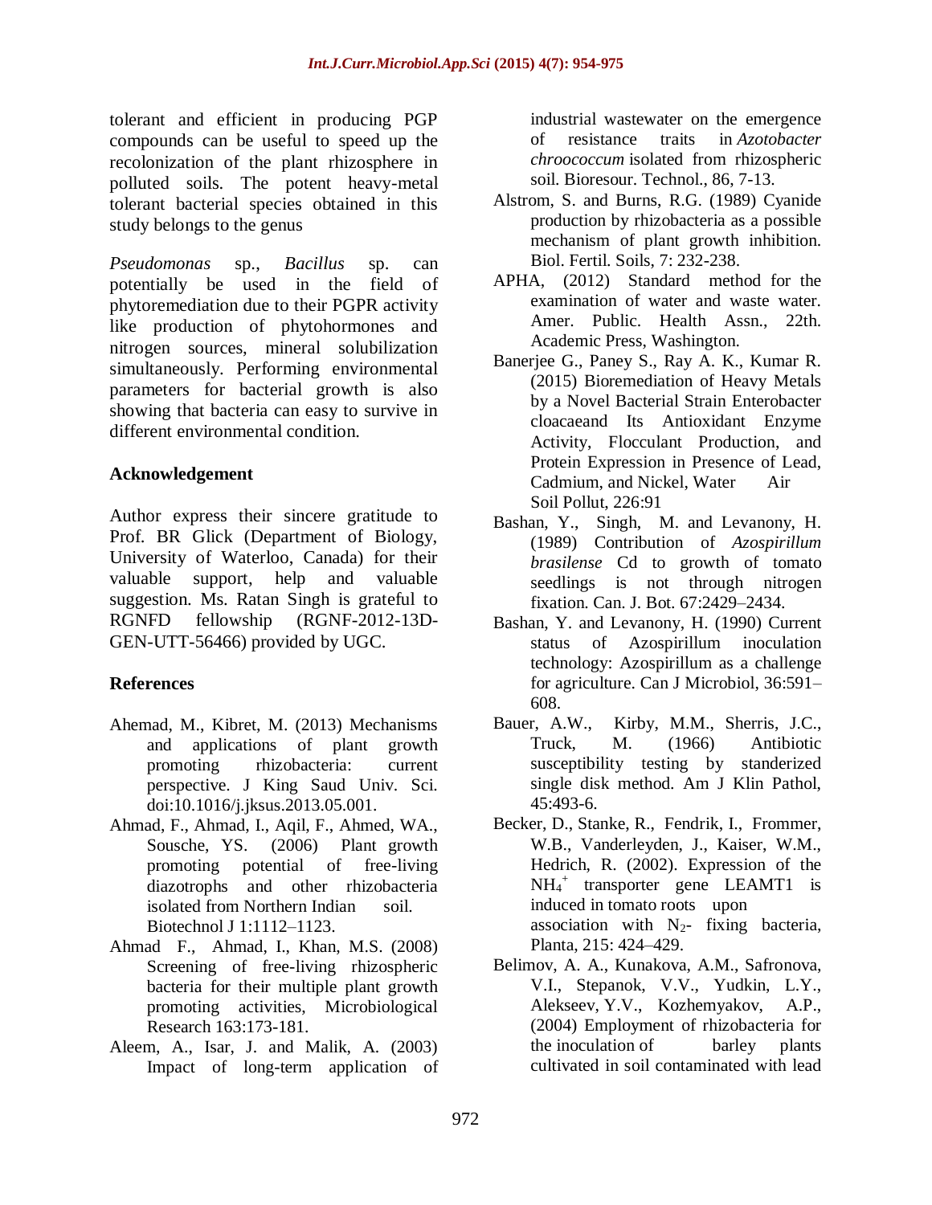tolerant and efficient in producing PGP compounds can be useful to speed up the recolonization of the plant rhizosphere in polluted soils. The potent heavy-metal tolerant bacterial species obtained in this study belongs to the genus

*Pseudomonas* sp., *Bacillus* sp. can potentially be used in the field of phytoremediation due to their PGPR activity like production of phytohormones and nitrogen sources, mineral solubilization simultaneously. Performing environmental parameters for bacterial growth is also showing that bacteria can easy to survive in different environmental condition.

## Acknowledgement

Author express their sincere gratitude to Prof. BR Glick (Department of Biology, University of Waterloo, Canada) for their valuable support, help and valuable suggestion. Ms. Ratan Singh is grateful to RGNFD fellowship (RGNF-2012-13D-GEN-UTT-56466) provided by UGC.

## References

- Ahemad, M., Kibret, M. (2013) Mechanisms and applications of plant growth promoting rhizobacteria: current perspective. J King Saud Univ. Sci. doi:10.1016/j.jksus.2013.05.001.
- Ahmad, F., Ahmad, I., Aqil, F., Ahmed, WA., Sousche, YS. (2006) Plant growth promoting potential of free-living diazotrophs and other rhizobacteria isolated from Northern Indian soil. Biotechnol J 1:1112–1123.
- Ahmad F., Ahmad, I., Khan, M.S. (2008) Screening of free-living rhizospheric bacteria for their multiple plant growth promoting activities, Microbiological Research 163:173-181.
- Aleem, A., Isar, J. and Malik, A. (2003) Impact of long-term application of industrial wastewater on the emergence of resistance traits in *Azotobacter chroococcum* isolated from rhizospheric soil. Bioresour. Technol., 86, 7-13.
- Alstrom, S. and Burns, R.G. (1989) Cyanide production by rhizobacteria as a possible mechanism of plant growth inhibition. Biol. Fertil. Soils, 7: 232-238.
- APHA, (2012) Standard method for the examination of water and waste water. Amer. Public. Health Assn., 22th. Academic Press, Washington.
- Banerjee G., Paney S., Ray A. K., Kumar R. (2015) Bioremediation of Heavy Metals by a Novel Bacterial Strain Enterobacter cloacaeand Its Antioxidant Enzyme Activity, Flocculant Production, and Protein Expression in Presence of Lead, Cadmium, and Nickel, Water Air Soil Pollut, 226:91
- Bashan, Y., Singh, M. and Levanony, H. (1989) Contribution of *Azospirillum brasilense* Cd to growth of tomato seedlings is not through nitrogen fixation. Can. J. Bot. 67:2429–2434.
- Bashan, Y. and Levanony, H. (1990) Current status of Azospirillum inoculation technology: Azospirillum as a challenge for agriculture. Can J Microbiol, 36:591–608.
- Bauer, A.W., Kirby, M.M., Sherris, J.C., Truck, M. (1966) Antibiotic susceptibility testing by standerized single disk method. Am J Klin Pathol, 45:493-6.
- Becker, D., Stanke, R., Fendrik, I., Frommer, W.B., Vanderleyden, J., Kaiser, W.M., Hedrich, R. (2002). Expression of the $NH_4^+$ transporter gene LEAMT1 is induced in tomato roots upon association with $N_2$- fixing bacteria, Planta, 215: 424–429.
- Belimov, A. A., Kunakova, A.M., Safronova, V.I., Stepanok, V.V., Yudkin, L.Y., Alekseev, Y.V., Kozhemyakov, A.P., (2004) Employment of rhizobacteria for the inoculation of barley plants cultivated in soil contaminated with lead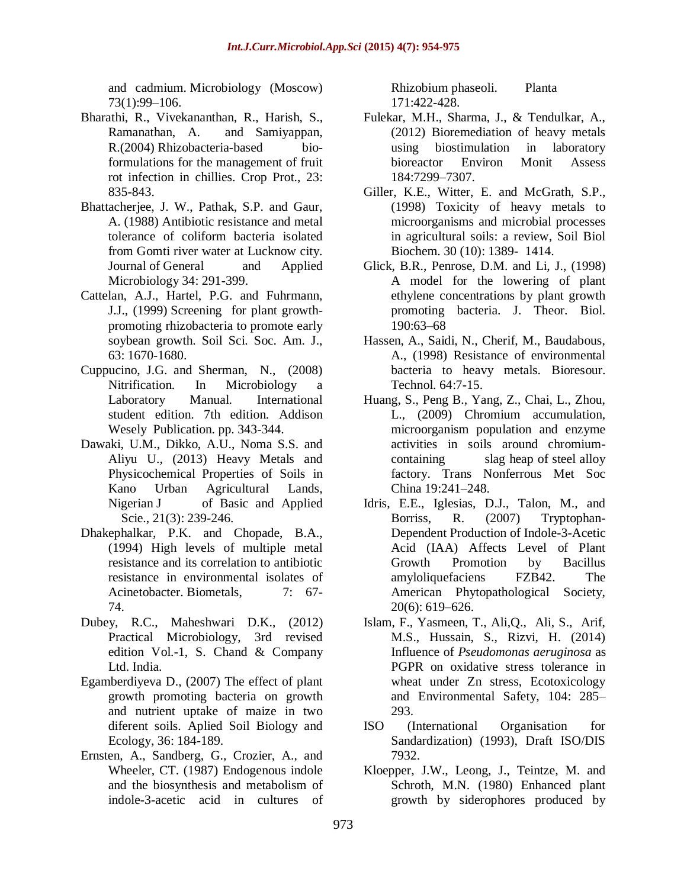and cadmium. Microbiology (Moscow) 73(1):99–106.

Bharathi, R., Vivekananthan, R., Harish, S., Ramanathan, A. and Samiyappan, R.(2004) Rhizobacteria-based bio-formulations for the management of fruit rot infection in chillies. Crop Prot., 23: 835-843.

Bhattacherjee, J. W., Pathak, S.P. and Gaur, A. (1988) Antibiotic resistance and metal tolerance of coliform bacteria isolated from Gomti river water at Lucknow city. Journal of General and Applied Microbiology 34: 291-399.

Cattelan, A.J., Hartel, P.G. and Fuhrmann, J.J., (1999) Screening for plant growth-promoting rhizobacteria to promote early soybean growth. Soil Sci. Soc. Am. J., 63: 1670-1680.

Cuppucino, J.G. and Sherman, N., (2008) Nitrification. In Microbiology a Laboratory Manual. International student edition. 7th edition. Addison Wesely Publication. pp. 343-344.

Dawaki, U.M., Dikko, A.U., Noma S.S. and Aliyu U., (2013) Heavy Metals and Physicochemical Properties of Soils in Kano Urban Agricultural Lands, Nigerian J of Basic and Applied Scie., 21(3): 239-246.

Dhakephalkar, P.K. and Chopade, B.A., (1994) High levels of multiple metal resistance and its correlation to antibiotic resistance in environmental isolates of Acinetobacter. Biometals, 7: 67-74.

Dubey, R.C., Maheshwari D.K., (2012) Practical Microbiology, 3rd revised edition Vol.-1, S. Chand & Company Ltd. India.

Egamberdiyeva D., (2007) The effect of plant growth promoting bacteria on growth and nutrient uptake of maize in two diferent soils. Aplied Soil Biology and Ecology, 36: 184-189.

Ernsten, A., Sandberg, G., Crozier, A., and Wheeler, CT. (1987) Endogenous indole and the biosynthesis and metabolism of indole-3-acetic acid in cultures of Rhizobium phaseoli. Planta 171:422-428.

Fulekar, M.H., Sharma, J., & Tendulkar, A., (2012) Bioremediation of heavy metals using biostimulation in laboratory bioreactor Environ Monit Assess 184:7299–7307.

Giller, K.E., Witter, E. and McGrath, S.P., (1998) Toxicity of heavy metals to microorganisms and microbial processes in agricultural soils: a review, Soil Biol Biochem. 30 (10): 1389- 1414.

Glick, B.R., Penrose, D.M. and Li, J., (1998) A model for the lowering of plant ethylene concentrations by plant growth promoting bacteria. J. Theor. Biol. 190:63–68

Hassen, A., Saidi, N., Cherif, M., Baudabous, A., (1998) Resistance of environmental bacteria to heavy metals. Bioresour. Technol. 64:7-15.

Huang, S., Peng B., Yang, Z., Chai, L., Zhou, L., (2009) Chromium accumulation, microorganism population and enzyme activities in soils around chromium-containing slag heap of steel alloy factory. Trans Nonferrous Met Soc China 19:241–248.

Idris, E.E., Iglesias, D.J., Talon, M., and Borriss, R. (2007) Tryptophan-Dependent Production of Indole-3-Acetic Acid (IAA) Affects Level of Plant Growth Promotion by Bacillus amyloliquefaciens FZB42. The American Phytopathological Society, 20(6): 619–626.

Islam, F., Yasmeen, T., Ali,Q., Ali, S., Arif, M.S., Hussain, S., Rizvi, H. (2014) Influence of *Pseudomonas aeruginosa* as PGPR on oxidative stress tolerance in wheat under Zn stress, Ecotoxicology and Environmental Safety, 104: 285–293.

ISO (International Organisation for Sandardization) (1993), Draft ISO/DIS 7932.

Kloepper, J.W., Leong, J., Teintze, M. and Schroth, M.N. (1980) Enhanced plant growth by siderophores produced by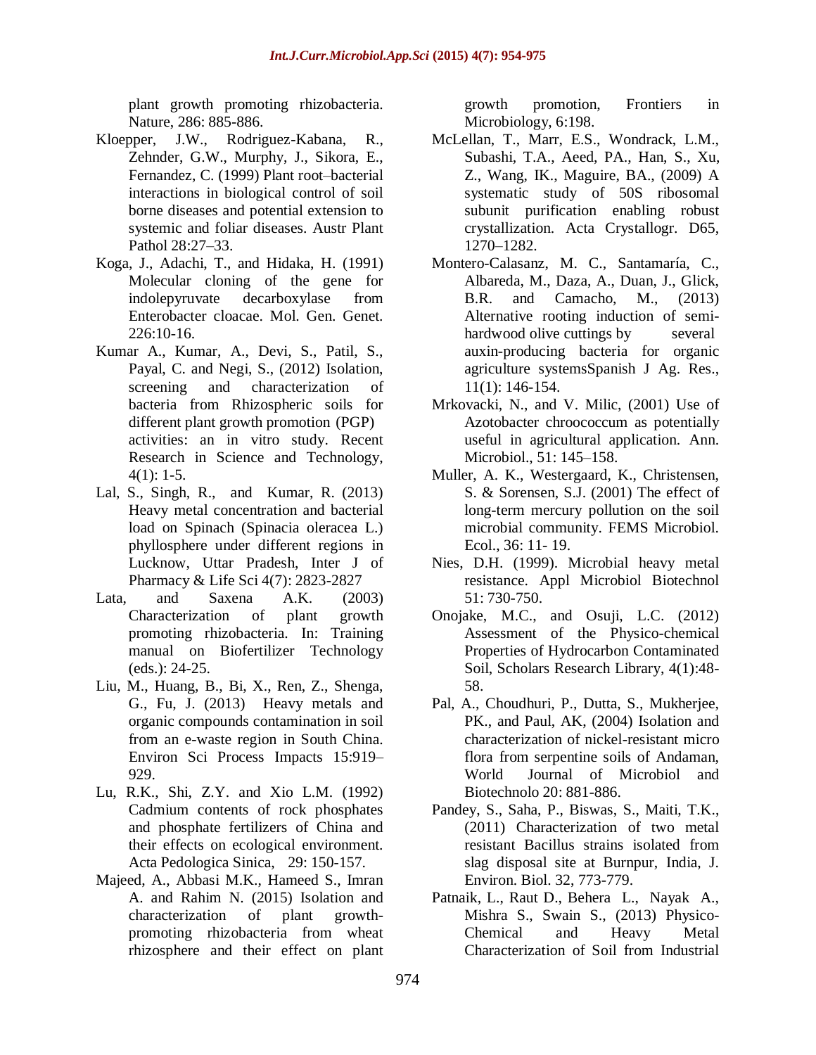plant growth promoting rhizobacteria. Nature, 286: 885-886.

Kloepper, J.W., Rodriguez-Kabana, R., Zehnder, G.W., Murphy, J., Sikora, E., Fernandez, C. (1999) Plant root–bacterial interactions in biological control of soil borne diseases and potential extension to systemic and foliar diseases. Austr Plant Pathol 28:27–33.

Koga, J., Adachi, T., and Hidaka, H. (1991) Molecular cloning of the gene for indolepyruvate decarboxylase from Enterobacter cloacae. Mol. Gen. Genet. 226:10-16.

Kumar A., Kumar, A., Devi, S., Patil, S., Payal, C. and Negi, S., (2012) Isolation, screening and characterization of bacteria from Rhizospheric soils for different plant growth promotion (PGP) activities: an in vitro study. Recent Research in Science and Technology, 4(1): 1-5.

Lal, S., Singh, R., and Kumar, R. (2013) Heavy metal concentration and bacterial load on Spinach (Spinacia oleracea L.) phyllosphere under different regions in Lucknow, Uttar Pradesh, Inter J of Pharmacy & Life Sci 4(7): 2823-2827

Lata, and Saxena A.K. (2003) Characterization of plant growth promoting rhizobacteria. In: Training manual on Biofertilizer Technology (eds.): 24-25.

Liu, M., Huang, B., Bi, X., Ren, Z., Shenga, G., Fu, J. (2013) Heavy metals and organic compounds contamination in soil from an e-waste region in South China. Environ Sci Process Impacts 15:919–929.

Lu, R.K., Shi, Z.Y. and Xio L.M. (1992) Cadmium contents of rock phosphates and phosphate fertilizers of China and their effects on ecological environment. Acta Pedologica Sinica, 29: 150-157.

Majeed, A., Abbasi M.K., Hameed S., Imran A. and Rahim N. (2015) Isolation and characterization of plant growth-promoting rhizobacteria from wheat rhizosphere and their effect on plant growth promotion, Frontiers in Microbiology, 6:198.

McLellan, T., Marr, E.S., Wondrack, L.M., Subashi, T.A., Aeed, PA., Han, S., Xu, Z., Wang, IK., Maguire, BA., (2009) A systematic study of 50S ribosomal subunit purification enabling robust crystallization. Acta Crystallogr. D65, 1270–1282.

Montero-Calasanz, M. C., Santamaría, C., Albareda, M., Daza, A., Duan, J., Glick, B.R. and Camacho, M., (2013) Alternative rooting induction of semi-hardwood olive cuttings by several auxin-producing bacteria for organic agriculture systemsSpanish J Ag. Res., 11(1): 146-154.

Mrkovacki, N., and V. Milic, (2001) Use of Azotobacter chroococcum as potentially useful in agricultural application. Ann. Microbiol., 51: 145–158.

Muller, A. K., Westergaard, K., Christensen, S. & Sorensen, S.J. (2001) The effect of long-term mercury pollution on the soil microbial community. FEMS Microbiol. Ecol., 36: 11- 19.

Nies, D.H. (1999). Microbial heavy metal resistance. Appl Microbiol Biotechnol 51: 730-750.

Onojake, M.C., and Osuji, L.C. (2012) Assessment of the Physico-chemical Properties of Hydrocarbon Contaminated Soil, Scholars Research Library, 4(1):48-58.

Pal, A., Choudhuri, P., Dutta, S., Mukherjee, PK., and Paul, AK, (2004) Isolation and characterization of nickel-resistant micro flora from serpentine soils of Andaman, World Journal of Microbiol and Biotechnolo 20: 881-886.

Pandey, S., Saha, P., Biswas, S., Maiti, T.K., (2011) Characterization of two metal resistant Bacillus strains isolated from slag disposal site at Burnpur, India, J. Environ. Biol. 32, 773-779.

Patnaik, L., Raut D., Behera L., Nayak A., Mishra S., Swain S., (2013) Physico-Chemical and Heavy Metal Characterization of Soil from Industrial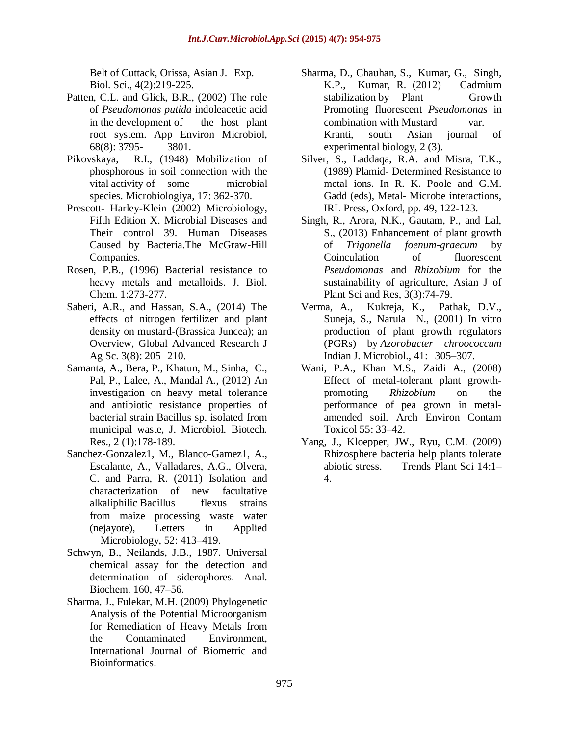Belt of Cuttack, Orissa, Asian J. Exp. Biol. Sci., 4(2):219-225.

Patten, C.L. and Glick, B.R., (2002) The role of *Pseudomonas putida* indoleacetic acid in the development of the host plant root system. App Environ Microbiol, 68(8): 3795- 3801.

Pikovskaya, R.I., (1948) Mobilization of phosphorous in soil connection with the vital activity of some microbial species. Microbiologiya, 17: 362-370.

Prescott- Harley-Klein (2002) Microbiology, Fifth Edition X. Microbial Diseases and Their control 39. Human Diseases Caused by Bacteria.The McGraw-Hill Companies.

Rosen, P.B., (1996) Bacterial resistance to heavy metals and metalloids. J. Biol. Chem. 1:273-277.

Saberi, A.R., and Hassan, S.A., (2014) The effects of nitrogen fertilizer and plant density on mustard-(Brassica Juncea); an Overview, Global Advanced Research J Ag Sc. 3(8): 205 210.

Samanta, A., Bera, P., Khatun, M., Sinha, C., Pal, P., Lalee, A., Mandal A., (2012) An investigation on heavy metal tolerance and antibiotic resistance properties of bacterial strain Bacillus sp. isolated from municipal waste, J. Microbiol. Biotech. Res., 2 (1):178-189.

Sanchez-Gonzalez1, M., Blanco-Gamez1, A., Escalante, A., Valladares, A.G., Olvera, C. and Parra, R. (2011) Isolation and characterization of new facultative alkaliphilic Bacillus flexus strains from maize processing waste water (nejayote), Letters in Applied Microbiology, 52: 413–419.

Schwyn, B., Neilands, J.B., 1987. Universal chemical assay for the detection and determination of siderophores. Anal. Biochem. 160, 47–56.

Sharma, J., Fulekar, M.H. (2009) Phylogenetic Analysis of the Potential Microorganism for Remediation of Heavy Metals from the Contaminated Environment, International Journal of Biometric and Bioinformatics.

Sharma, D., Chauhan, S., Kumar, G., Singh, K.P., Kumar, R. (2012) Cadmium stabilization by Plant Growth Promoting fluorescent *Pseudomonas* in combination with Mustard var. Kranti, south Asian journal of experimental biology, 2 (3).

Silver, S., Laddaqa, R.A. and Misra, T.K., (1989) Plamid- Determined Resistance to metal ions. In R. K. Poole and G.M. Gadd (eds), Metal- Microbe interactions, IRL Press, Oxford, pp. 49, 122-123.

Singh, R., Arora, N.K., Gautam, P., and Lal, S., (2013) Enhancement of plant growth of *Trigonella foenum-graecum* by Coinculation of fluorescent *Pseudomonas* and *Rhizobium* for the sustainability of agriculture, Asian J of Plant Sci and Res, 3(3):74-79.

Verma, A., Kukreja, K., Pathak, D.V., Suneja, S., Narula N., (2001) In vitro production of plant growth regulators (PGRs) by *Azorobacter chroococcum* Indian J. Microbiol., 41: 305–307.

Wani, P.A., Khan M.S., Zaidi A., (2008) Effect of metal-tolerant plant growth-promoting *Rhizobium* on the performance of pea grown in metal-amended soil. Arch Environ Contam Toxicol 55: 33–42.

Yang, J., Kloepper, JW., Ryu, C.M. (2009) Rhizosphere bacteria help plants tolerate abiotic stress. Trends Plant Sci 14:1–4.